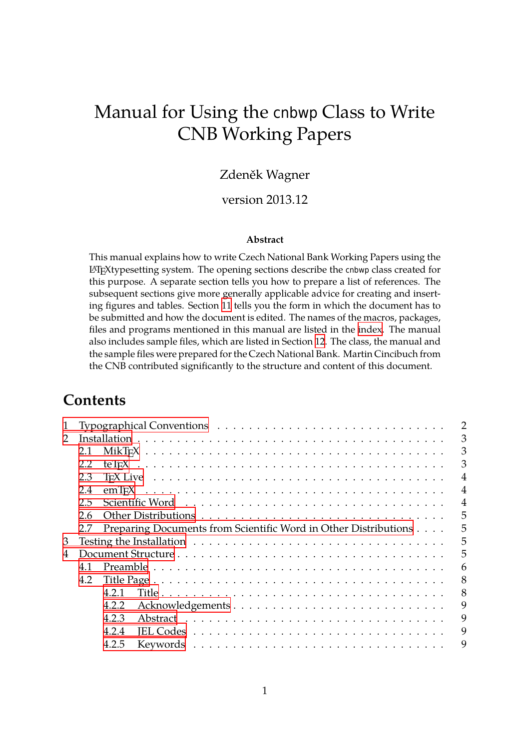# Manual for Using the cnbwp Class to Write CNB Working Papers

Zdeněk Wagner

version 2013.12

**Abstract**

This manual explains how to write Czech National Bank Working Papers using the LaTeXtypesetting system. The opening sections describe the cnbwp class created for this purpose. A separate section tells you how to prepare a list of references. The subsequent sections give more generally applicable advice for creating and inserting figures and tables. Section 11 tells you the form in which the document has to be submitted and how the document is edited. The names of the macros, packages, files and programs mentioned in this manual are listed in the index. The manual also includes sample files, which are listed in Section 12. The class, the manual and the sample files were prepared for the Czech National Bank. Martin Cincibuch from the CNB contributed significantly to the structure and content of this document.

## Contents

- 1 Typographical Conventions . . . . . 2
- 2 Installation . . . . . 3
  - 2.1 MikTEX . . . . . 3
  - 2.2 teTEX . . . . . 3
  - 2.3 TEX Live . . . . . 4
  - 2.4 emTEX . . . . . 4
  - 2.5 Scientific Word . . . . . 4
  - 2.6 Other Distributions . . . . . 5
  - 2.7 Preparing Documents from Scientific Word in Other Distributions . . . . . 5
- 3 Testing the Installation . . . . . 5
- 4 Document Structure . . . . . 5
  - 4.1 Preamble . . . . . 6
  - 4.2 Title Page . . . . . 8
    - 4.2.1 Title . . . . . 8
    - 4.2.2 Acknowledgements . . . . . 9
    - 4.2.3 Abstract . . . . . 9
    - 4.2.4 JEL Codes . . . . . 9
    - 4.2.5 Keywords . . . . . 9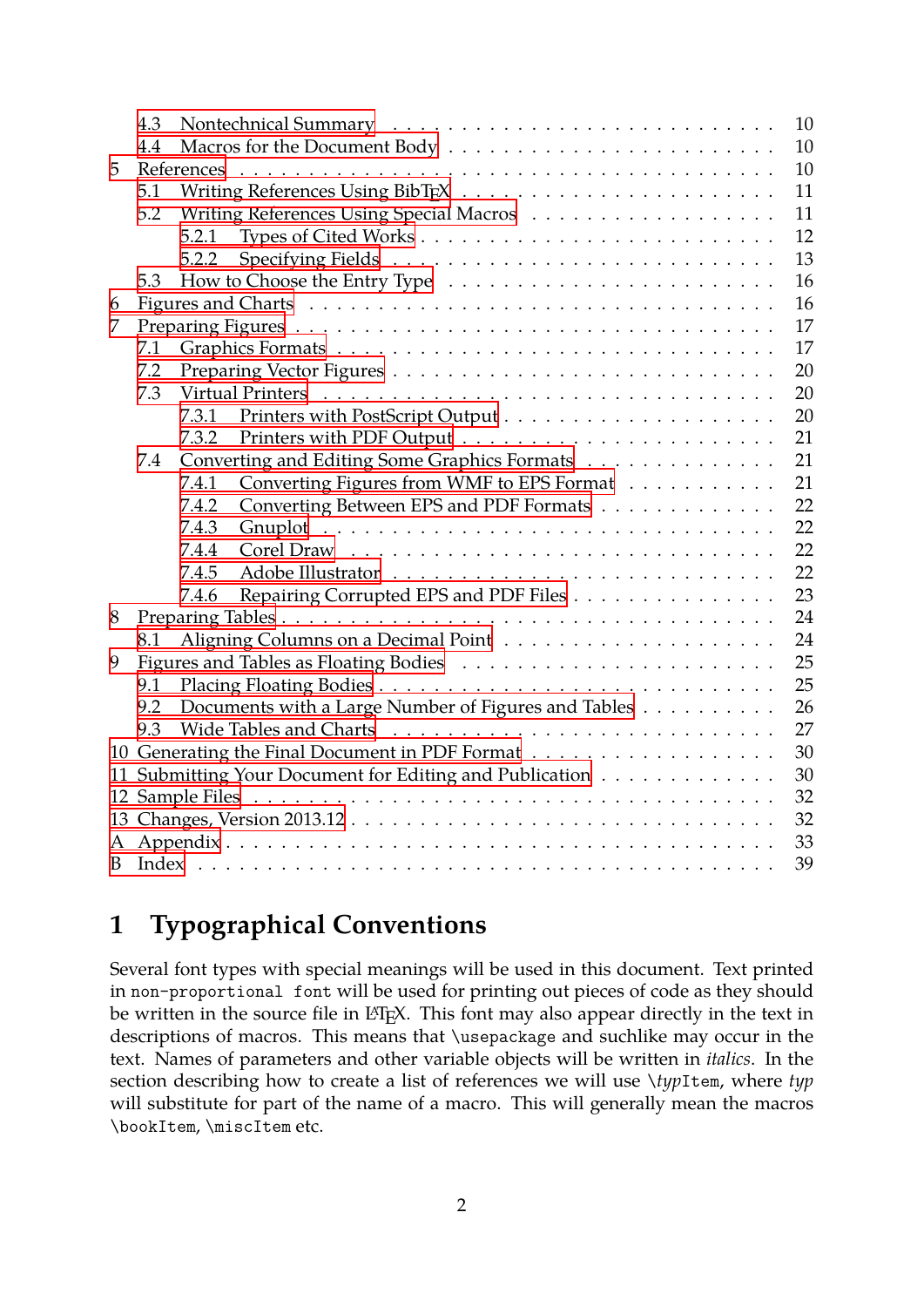4.3 Nontechnical Summary . . . 10
4.4 Macros for the Document Body . . . 10
5 References . . . 10
5.1 Writing References Using BibTEX . . . 11
5.2 Writing References Using Special Macros . . . 11
5.2.1 Types of Cited Works . . . 12
5.2.2 Specifying Fields . . . 13
5.3 How to Choose the Entry Type . . . 16
6 Figures and Charts . . . 16
7 Preparing Figures . . . 17
7.1 Graphics Formats . . . 17
7.2 Preparing Vector Figures . . . 20
7.3 Virtual Printers . . . 20
7.3.1 Printers with PostScript Output . . . 20
7.3.2 Printers with PDF Output . . . 21
7.4 Converting and Editing Some Graphics Formats . . . 21
7.4.1 Converting Figures from WMF to EPS Format . . . 21
7.4.2 Converting Between EPS and PDF Formats . . . 22
7.4.3 Gnuplot . . . 22
7.4.4 Corel Draw . . . 22
7.4.5 Adobe Illustrator . . . 22
7.4.6 Repairing Corrupted EPS and PDF Files . . . 23
8 Preparing Tables . . . 24
8.1 Aligning Columns on a Decimal Point . . . 24
9 Figures and Tables as Floating Bodies . . . 25
9.1 Placing Floating Bodies . . . 25
9.2 Documents with a Large Number of Figures and Tables . . . 26
9.3 Wide Tables and Charts . . . 27
10 Generating the Final Document in PDF Format . . . 30
11 Submitting Your Document for Editing and Publication . . . 30
12 Sample Files . . . 32
13 Changes, Version 2013.12 . . . 32
A Appendix . . . 33
B Index . . . 39

# 1 Typographical Conventions

Several font types with special meanings will be used in this document. Text printed in `non-proportional font` will be used for printing out pieces of code as they should be written in the source file in LaTeX. This font may also appear directly in the text in descriptions of macros. This means that `\usepackage` and suchlike may occur in the text. Names of parameters and other variable objects will be written in *italics*. In the section describing how to create a list of references we will use `\`*typ*`Item`, where *typ* will substitute for part of the name of a macro. This will generally mean the macros `\bookItem`, `\miscItem` etc.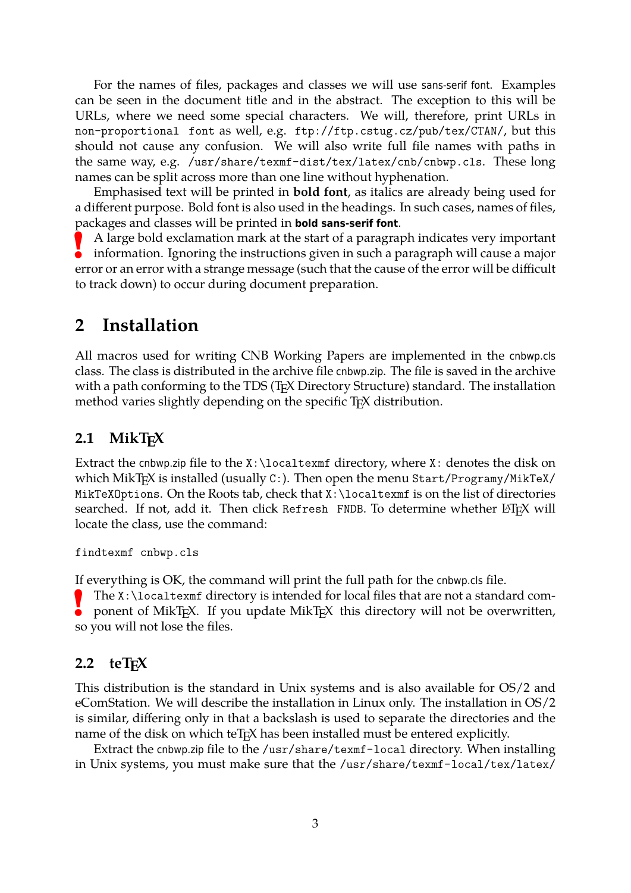For the names of files, packages and classes we will use sans-serif font. Examples can be seen in the document title and in the abstract. The exception to this will be URLs, where we need some special characters. We will, therefore, print URLs in `non-proportional font` as well, e.g. `ftp://ftp.cstug.cz/pub/tex/CTAN/`, but this should not cause any confusion. We will also write full file names with paths in the same way, e.g. `/usr/share/texmf-dist/tex/latex/cnb/cnbwp.cls`. These long names can be split across more than one line without hyphenation.

Emphasised text will be printed in **bold font**, as italics are already being used for a different purpose. Bold font is also used in the headings. In such cases, names of files, packages and classes will be printed in **bold sans-serif font**.

**!** A large bold exclamation mark at the start of a paragraph indicates very important information. Ignoring the instructions given in such a paragraph will cause a major error or an error with a strange message (such that the cause of the error will be difficult to track down) to occur during document preparation.

## 2 Installation

All macros used for writing CNB Working Papers are implemented in the cnbwp.cls class. The class is distributed in the archive file cnbwp.zip. The file is saved in the archive with a path conforming to the TDS (TEX Directory Structure) standard. The installation method varies slightly depending on the specific TEX distribution.

### 2.1 MikTEX

Extract the cnbwp.zip file to the `X:\localtexmf` directory, where `X:` denotes the disk on which MikTEX is installed (usually `C:`). Then open the menu `Start/Programy/MikTeX/MikTeXOptions`. On the Roots tab, check that `X:\localtexmf` is on the list of directories searched. If not, add it. Then click `Refresh FNDB`. To determine whether LATEX will locate the class, use the command:

```
findtexmf cnbwp.cls
```

If everything is OK, the command will print the full path for the cnbwp.cls file.

**!** The `X:\localtexmf` directory is intended for local files that are not a standard component of MikTEX. If you update MikTEX this directory will not be overwritten, so you will not lose the files.

### 2.2 teTEX

This distribution is the standard in Unix systems and is also available for OS/2 and eComStation. We will describe the installation in Linux only. The installation in OS/2 is similar, differing only in that a backslash is used to separate the directories and the name of the disk on which teTEX has been installed must be entered explicitly.

Extract the cnbwp.zip file to the `/usr/share/texmf-local` directory. When installing in Unix systems, you must make sure that the `/usr/share/texmf-local/tex/latex/`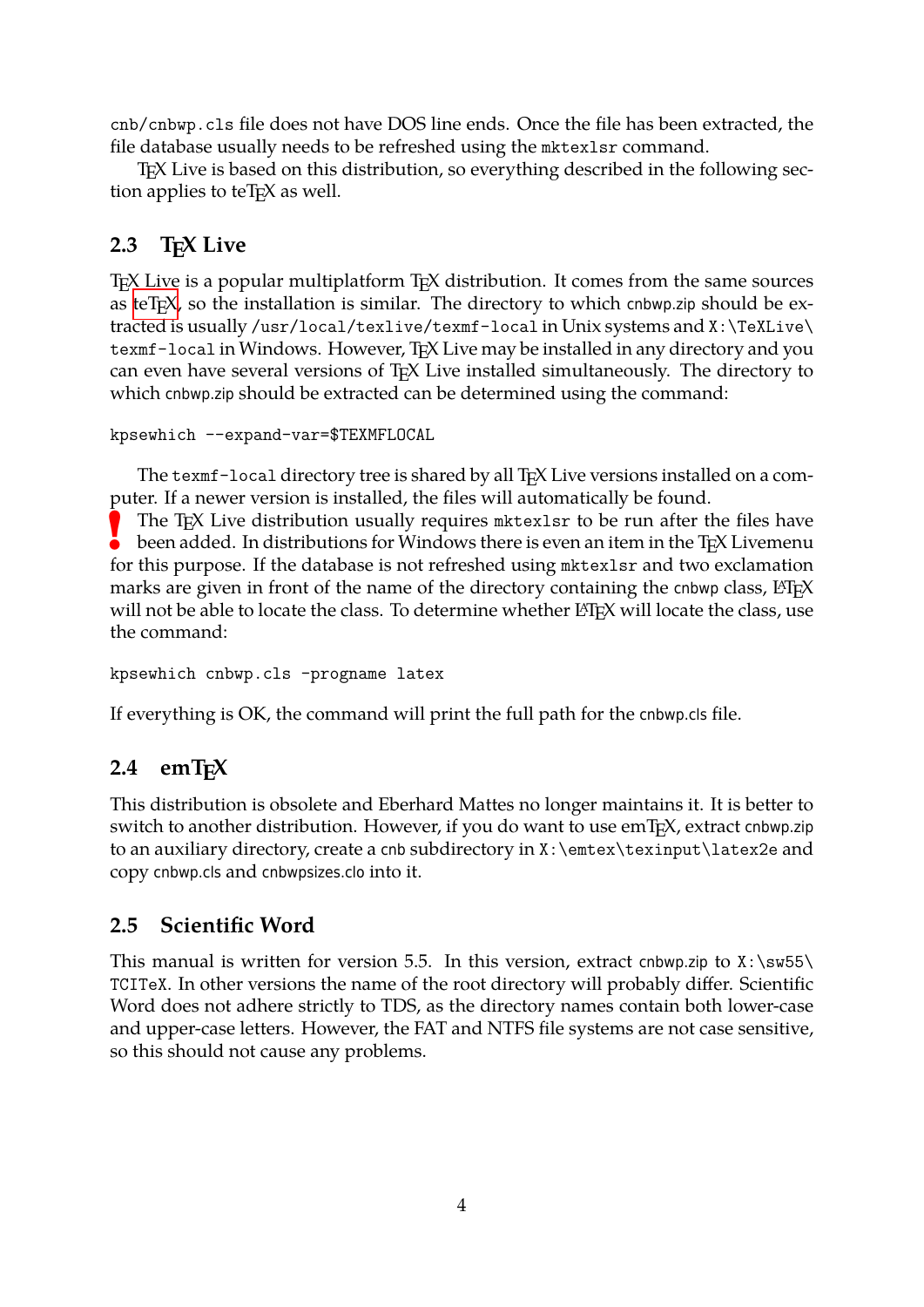cnb/cnbwp.cls file does not have DOS line ends. Once the file has been extracted, the file database usually needs to be refreshed using the mktexlsr command.

TEX Live is based on this distribution, so everything described in the following section applies to teTEX as well.

## 2.3 TEX Live

TEX Live is a popular multiplatform TEX distribution. It comes from the same sources as teTEX, so the installation is similar. The directory to which cnbwp.zip should be extracted is usually /usr/local/texlive/texmf-local in Unix systems and X:\TeXLive\texmf-local in Windows. However, TEX Live may be installed in any directory and you can even have several versions of TEX Live installed simultaneously. The directory to which cnbwp.zip should be extracted can be determined using the command:

```
kpsewhich --expand-var=$TEXMFLOCAL
```

The texmf-local directory tree is shared by all TEX Live versions installed on a computer. If a newer version is installed, the files will automatically be found.

**!** The TEX Live distribution usually requires mktexlsr to be run after the files have been added. In distributions for Windows there is even an item in the TEX Livemenu for this purpose. If the database is not refreshed using mktexlsr and two exclamation marks are given in front of the name of the directory containing the cnbwp class, LATEX will not be able to locate the class. To determine whether LATEX will locate the class, use the command:

```
kpsewhich cnbwp.cls -progname latex
```

If everything is OK, the command will print the full path for the cnbwp.cls file.

## 2.4 emTEX

This distribution is obsolete and Eberhard Mattes no longer maintains it. It is better to switch to another distribution. However, if you do want to use emTEX, extract cnbwp.zip to an auxiliary directory, create a cnb subdirectory in X:\emtex\texinput\latex2e and copy cnbwp.cls and cnbwpsizes.clo into it.

## 2.5 Scientific Word

This manual is written for version 5.5. In this version, extract cnbwp.zip to X:\sw55\TCITeX. In other versions the name of the root directory will probably differ. Scientific Word does not adhere strictly to TDS, as the directory names contain both lower-case and upper-case letters. However, the FAT and NTFS file systems are not case sensitive, so this should not cause any problems.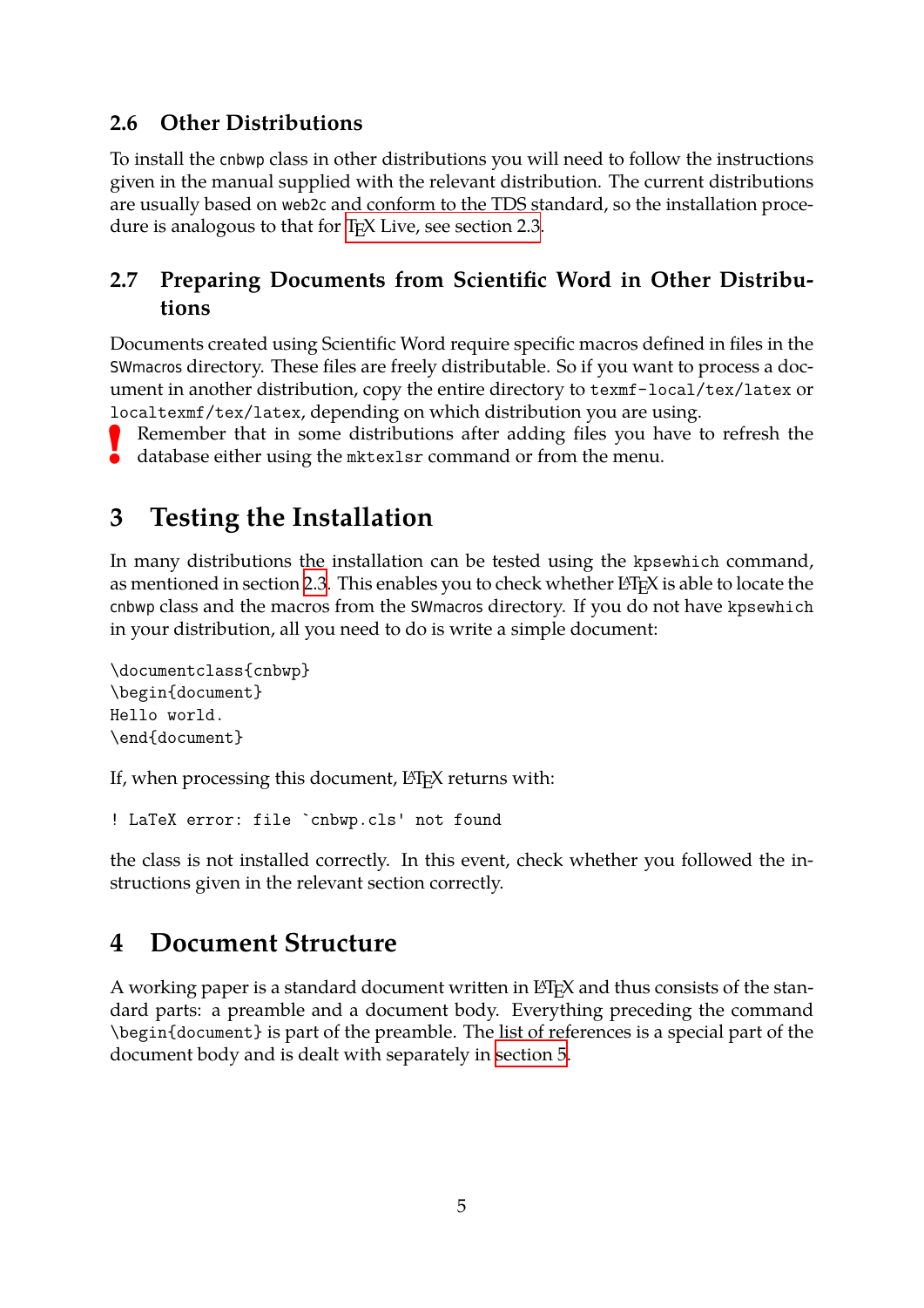### 2.6 Other Distributions

To install the `cnbwp` class in other distributions you will need to follow the instructions given in the manual supplied with the relevant distribution. The current distributions are usually based on `web2c` and conform to the TDS standard, so the installation procedure is analogous to that for TeX Live, see section 2.3.

### 2.7 Preparing Documents from Scientific Word in Other Distributions

Documents created using Scientific Word require specific macros defined in files in the `SWmacros` directory. These files are freely distributable. So if you want to process a document in another distribution, copy the entire directory to `texmf-local/tex/latex` or `localtexmf/tex/latex`, depending on which distribution you are using.

**!** Remember that in some distributions after adding files you have to refresh the database either using the `mktexlsr` command or from the menu.

## 3 Testing the Installation

In many distributions the installation can be tested using the `kpsewhich` command, as mentioned in section 2.3. This enables you to check whether LaTeX is able to locate the `cnbwp` class and the macros from the `SWmacros` directory. If you do not have `kpsewhich` in your distribution, all you need to do is write a simple document:

```
\documentclass{cnbwp}
\begin{document}
Hello world.
\end{document}
```

If, when processing this document, LaTeX returns with:

```
! LaTeX error: file `cnbwp.cls' not found
```

the class is not installed correctly. In this event, check whether you followed the instructions given in the relevant section correctly.

## 4 Document Structure

A working paper is a standard document written in LaTeX and thus consists of the standard parts: a preamble and a document body. Everything preceding the command `\begin{document}` is part of the preamble. The list of references is a special part of the document body and is dealt with separately in section 5.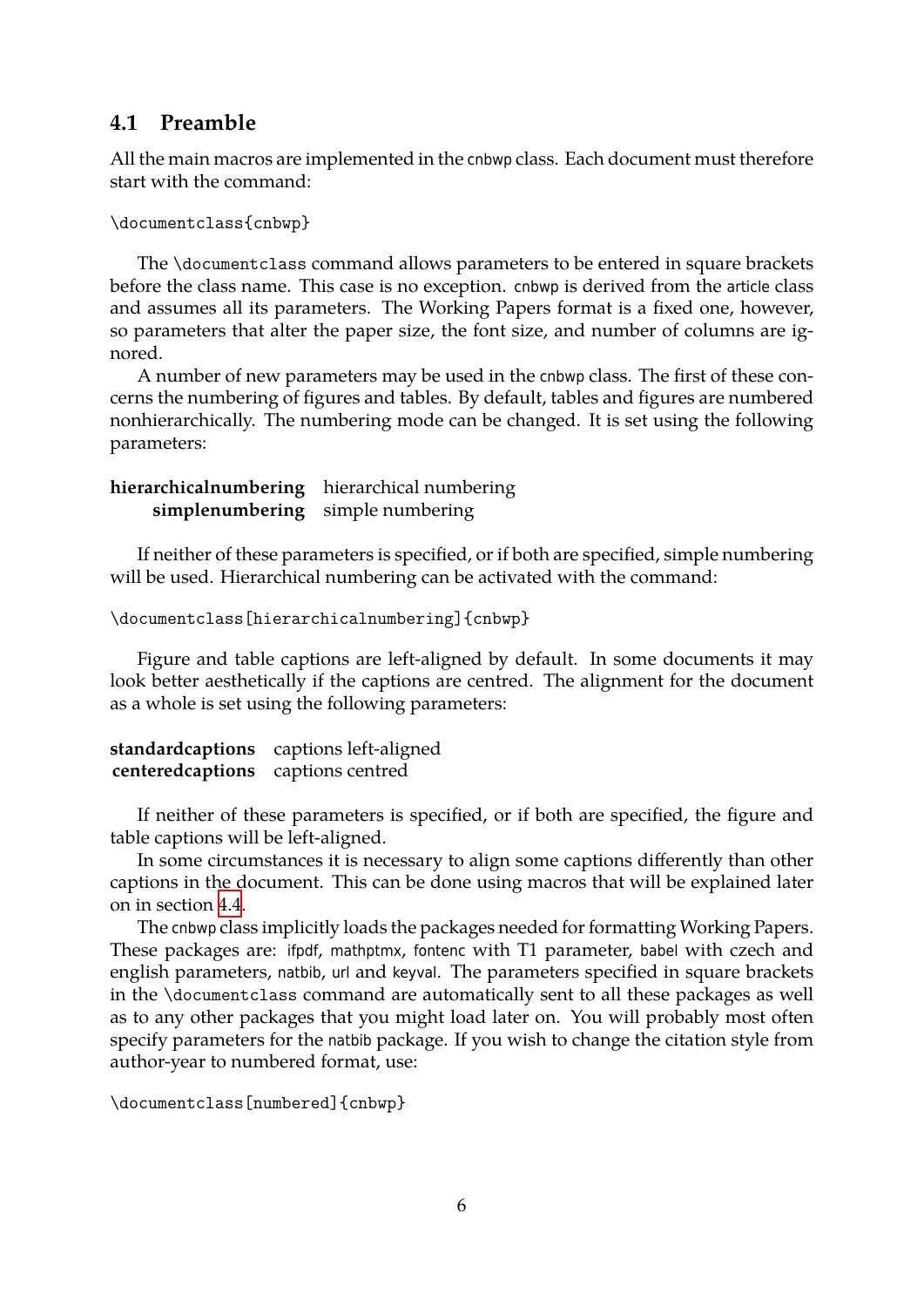### 4.1 Preamble

All the main macros are implemented in the cnbwp class. Each document must therefore start with the command:

```
\documentclass{cnbwp}
```

The `\documentclass` command allows parameters to be entered in square brackets before the class name. This case is no exception. cnbwp is derived from the article class and assumes all its parameters. The Working Papers format is a fixed one, however, so parameters that alter the paper size, the font size, and number of columns are ignored.

A number of new parameters may be used in the cnbwp class. The first of these concerns the numbering of figures and tables. By default, tables and figures are numbered nonhierarchically. The numbering mode can be changed. It is set using the following parameters:

| | |
|---|---|
| **hierarchicalnumbering** | hierarchical numbering |
| **simplenumbering** | simple numbering |

If neither of these parameters is specified, or if both are specified, simple numbering will be used. Hierarchical numbering can be activated with the command:

```
\documentclass[hierarchicalnumbering]{cnbwp}
```

Figure and table captions are left-aligned by default. In some documents it may look better aesthetically if the captions are centred. The alignment for the document as a whole is set using the following parameters:

| | |
|---|---|
| **standardcaptions** | captions left-aligned |
| **centeredcaptions** | captions centred |

If neither of these parameters is specified, or if both are specified, the figure and table captions will be left-aligned.

In some circumstances it is necessary to align some captions differently than other captions in the document. This can be done using macros that will be explained later on in section 4.4.

The cnbwp class implicitly loads the packages needed for formatting Working Papers. These packages are: ifpdf, mathptmx, fontenc with T1 parameter, babel with czech and english parameters, natbib, url and keyval. The parameters specified in square brackets in the `\documentclass` command are automatically sent to all these packages as well as to any other packages that you might load later on. You will probably most often specify parameters for the natbib package. If you wish to change the citation style from author-year to numbered format, use:

```
\documentclass[numbered]{cnbwp}
```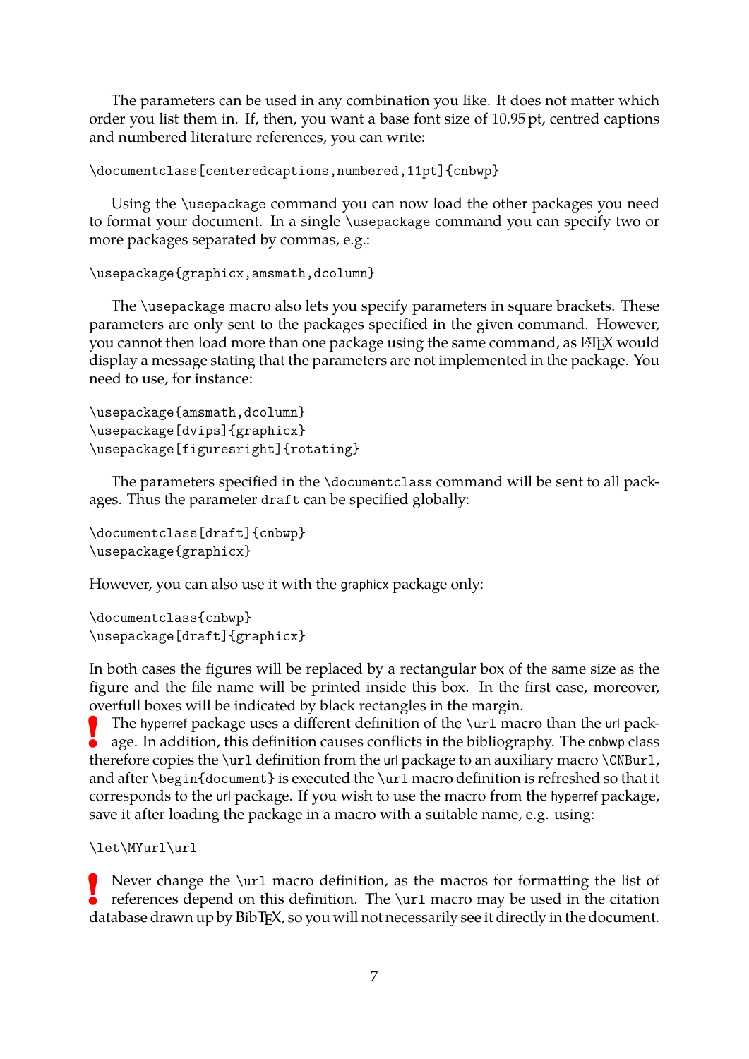The parameters can be used in any combination you like. It does not matter which order you list them in. If, then, you want a base font size of 10.95 pt, centred captions and numbered literature references, you can write:

```
\documentclass[centeredcaptions,numbered,11pt]{cnbwp}
```

Using the `\usepackage` command you can now load the other packages you need to format your document. In a single `\usepackage` command you can specify two or more packages separated by commas, e.g.:

```
\usepackage{graphicx,amsmath,dcolumn}
```

The `\usepackage` macro also lets you specify parameters in square brackets. These parameters are only sent to the packages specified in the given command. However, you cannot then load more than one package using the same command, as LaTeX would display a message stating that the parameters are not implemented in the package. You need to use, for instance:

```
\usepackage{amsmath,dcolumn}
\usepackage[dvips]{graphicx}
\usepackage[figuresright]{rotating}
```

The parameters specified in the `\documentclass` command will be sent to all packages. Thus the parameter `draft` can be specified globally:

```
\documentclass[draft]{cnbwp}
\usepackage{graphicx}
```

However, you can also use it with the graphicx package only:

```
\documentclass{cnbwp}
\usepackage[draft]{graphicx}
```

In both cases the figures will be replaced by a rectangular box of the same size as the figure and the file name will be printed inside this box. In the first case, moreover, overfull boxes will be indicated by black rectangles in the margin.

**!** The hyperref package uses a different definition of the `\url` macro than the url package. In addition, this definition causes conflicts in the bibliography. The cnbwp class therefore copies the `\url` definition from the url package to an auxiliary macro `\CNBurl`, and after `\begin{document}` is executed the `\url` macro definition is refreshed so that it corresponds to the url package. If you wish to use the macro from the hyperref package, save it after loading the package in a macro with a suitable name, e.g. using:

```
\let\MYurl\url
```

**!** Never change the `\url` macro definition, as the macros for formatting the list of references depend on this definition. The `\url` macro may be used in the citation database drawn up by BibTeX, so you will not necessarily see it directly in the document.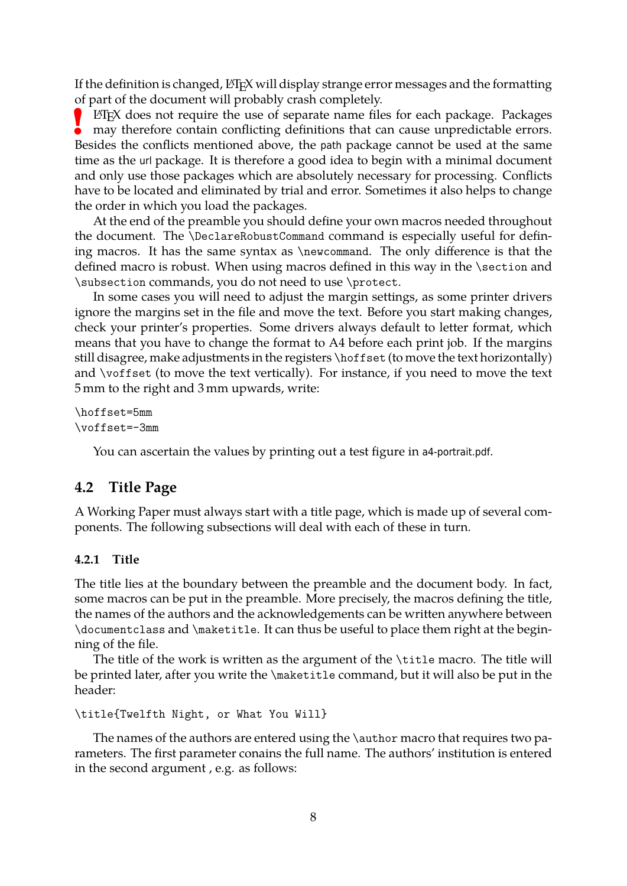If the definition is changed, LaTeX will display strange error messages and the formatting of part of the document will probably crash completely.

! LaTeX does not require the use of separate name files for each package. Packages may therefore contain conflicting definitions that can cause unpredictable errors. Besides the conflicts mentioned above, the path package cannot be used at the same time as the url package. It is therefore a good idea to begin with a minimal document and only use those packages which are absolutely necessary for processing. Conflicts have to be located and eliminated by trial and error. Sometimes it also helps to change the order in which you load the packages.

At the end of the preamble you should define your own macros needed throughout the document. The `\DeclareRobustCommand` command is especially useful for defining macros. It has the same syntax as `\newcommand`. The only difference is that the defined macro is robust. When using macros defined in this way in the `\section` and `\subsection` commands, you do not need to use `\protect`.

In some cases you will need to adjust the margin settings, as some printer drivers ignore the margins set in the file and move the text. Before you start making changes, check your printer's properties. Some drivers always default to letter format, which means that you have to change the format to A4 before each print job. If the margins still disagree, make adjustments in the registers `\hoffset` (to move the text horizontally) and `\voffset` (to move the text vertically). For instance, if you need to move the text 5 mm to the right and 3 mm upwards, write:

```
\hoffset=5mm
\voffset=-3mm
```

You can ascertain the values by printing out a test figure in a4-portrait.pdf.

## 4.2 Title Page

A Working Paper must always start with a title page, which is made up of several components. The following subsections will deal with each of these in turn.

### 4.2.1 Title

The title lies at the boundary between the preamble and the document body. In fact, some macros can be put in the preamble. More precisely, the macros defining the title, the names of the authors and the acknowledgements can be written anywhere between `\documentclass` and `\maketitle`. It can thus be useful to place them right at the beginning of the file.

The title of the work is written as the argument of the `\title` macro. The title will be printed later, after you write the `\maketitle` command, but it will also be put in the header:

```
\title{Twelfth Night, or What You Will}
```

The names of the authors are entered using the `\author` macro that requires two parameters. The first parameter conains the full name. The authors' institution is entered in the second argument , e.g. as follows: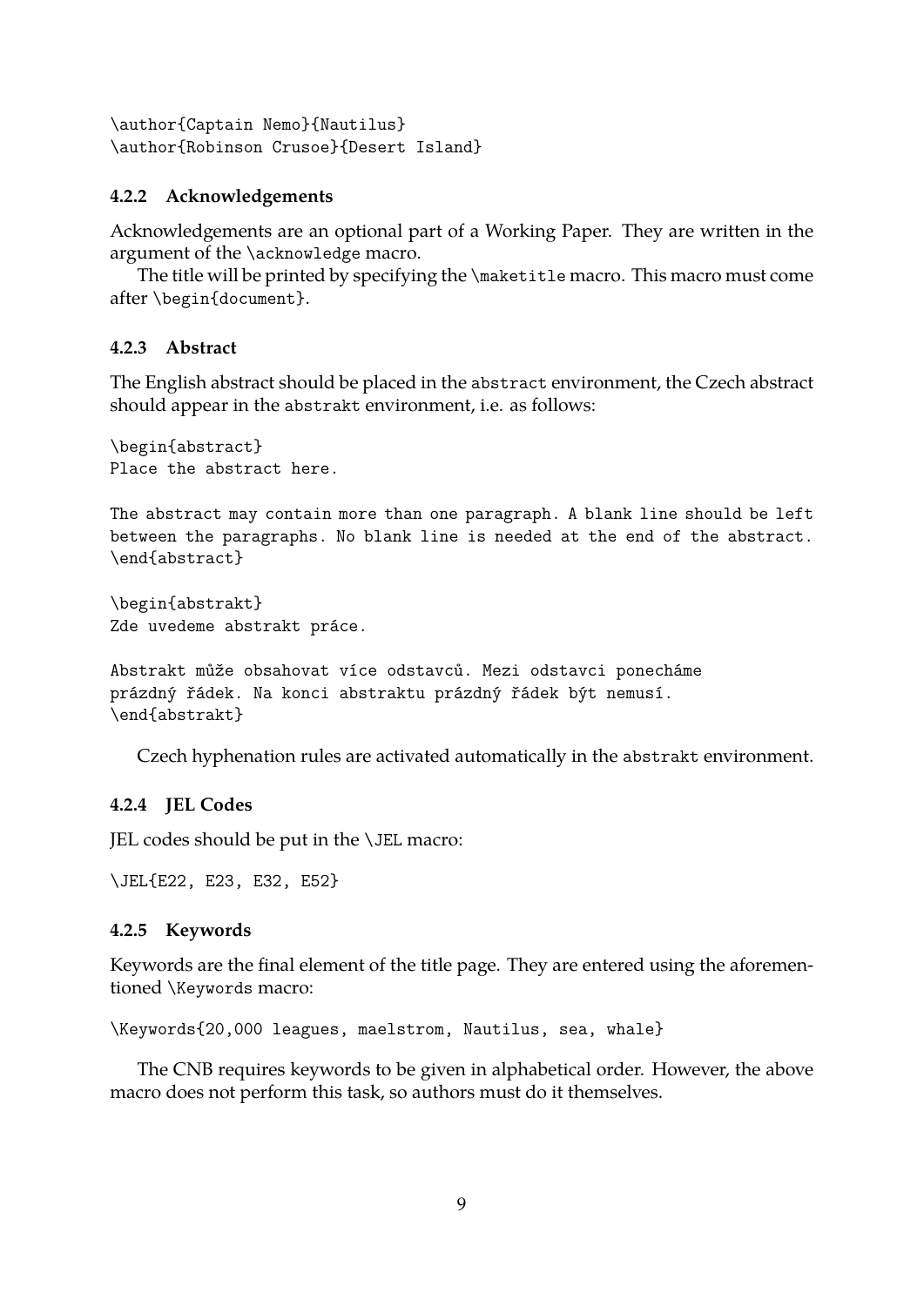```
\author{Captain Nemo}{Nautilus}
\author{Robinson Crusoe}{Desert Island}
```

#### 4.2.2 Acknowledgements

Acknowledgements are an optional part of a Working Paper. They are written in the argument of the `\acknowledge` macro.

The title will be printed by specifying the `\maketitle` macro. This macro must come after `\begin{document}`.

#### 4.2.3 Abstract

The English abstract should be placed in the `abstract` environment, the Czech abstract should appear in the `abstrakt` environment, i.e. as follows:

```
\begin{abstract}
Place the abstract here.

The abstract may contain more than one paragraph. A blank line should be left
between the paragraphs. No blank line is needed at the end of the abstract.
\end{abstract}

\begin{abstrakt}
Zde uvedeme abstrakt práce.

Abstrakt může obsahovat více odstavců. Mezi odstavci ponecháme
prázdný řádek. Na konci abstraktu prázdný řádek být nemusí.
\end{abstrakt}
```

Czech hyphenation rules are activated automatically in the `abstrakt` environment.

#### 4.2.4 JEL Codes

JEL codes should be put in the `\JEL` macro:

```
\JEL{E22, E23, E32, E52}
```

#### 4.2.5 Keywords

Keywords are the final element of the title page. They are entered using the aforementioned `\Keywords` macro:

```
\Keywords{20,000 leagues, maelstrom, Nautilus, sea, whale}
```

The CNB requires keywords to be given in alphabetical order. However, the above macro does not perform this task, so authors must do it themselves.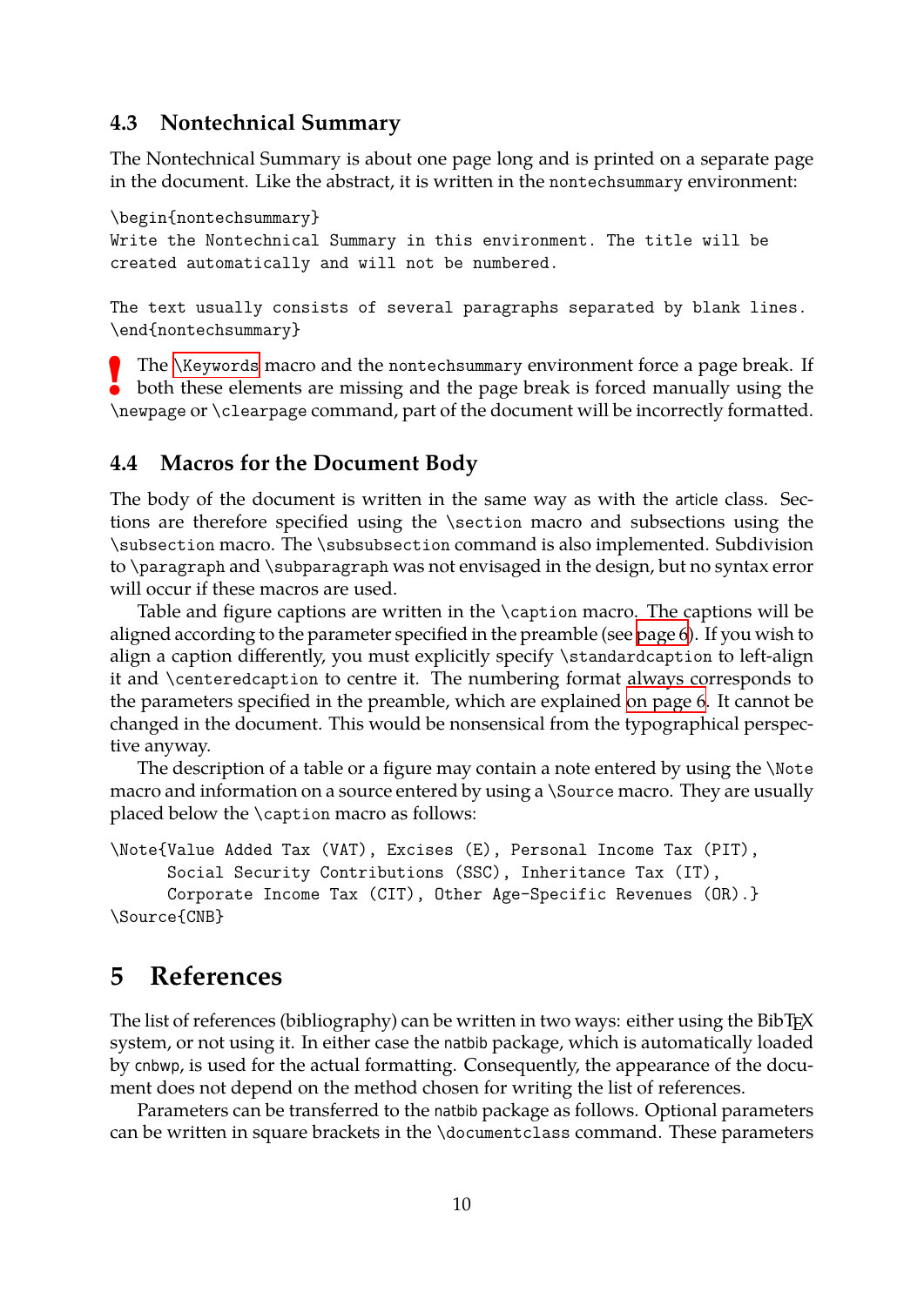### 4.3 Nontechnical Summary

The Nontechnical Summary is about one page long and is printed on a separate page in the document. Like the abstract, it is written in the `nontechsummary` environment:

```
\begin{nontechsummary}
Write the Nontechnical Summary in this environment. The title will be
created automatically and will not be numbered.

The text usually consists of several paragraphs separated by blank lines.
\end{nontechsummary}
```

**!** The `\Keywords` macro and the `nontechsummary` environment force a page break. If both these elements are missing and the page break is forced manually using the `\newpage` or `\clearpage` command, part of the document will be incorrectly formatted.

### 4.4 Macros for the Document Body

The body of the document is written in the same way as with the article class. Sections are therefore specified using the `\section` macro and subsections using the `\subsection` macro. The `\subsubsection` command is also implemented. Subdivision to `\paragraph` and `\subparagraph` was not envisaged in the design, but no syntax error will occur if these macros are used.

Table and figure captions are written in the `\caption` macro. The captions will be aligned according to the parameter specified in the preamble (see page 6). If you wish to align a caption differently, you must explicitly specify `\standardcaption` to left-align it and `\centeredcaption` to centre it. The numbering format always corresponds to the parameters specified in the preamble, which are explained on page 6. It cannot be changed in the document. This would be nonsensical from the typographical perspective anyway.

The description of a table or a figure may contain a note entered by using the `\Note` macro and information on a source entered by using a `\Source` macro. They are usually placed below the `\caption` macro as follows:

```
\Note{Value Added Tax (VAT), Excises (E), Personal Income Tax (PIT),
      Social Security Contributions (SSC), Inheritance Tax (IT),
      Corporate Income Tax (CIT), Other Age-Specific Revenues (OR).}
\Source{CNB}
```

## 5 References

The list of references (bibliography) can be written in two ways: either using the BibTEX system, or not using it. In either case the natbib package, which is automatically loaded by `cnbwp`, is used for the actual formatting. Consequently, the appearance of the document does not depend on the method chosen for writing the list of references.

Parameters can be transferred to the natbib package as follows. Optional parameters can be written in square brackets in the `\documentclass` command. These parameters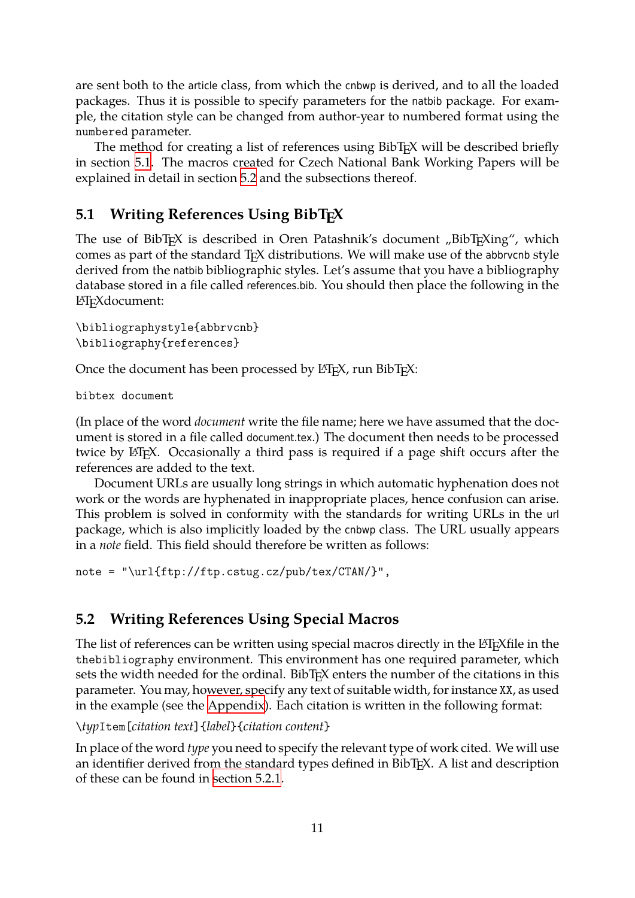are sent both to the article class, from which the cnbwp is derived, and to all the loaded packages. Thus it is possible to specify parameters for the natbib package. For example, the citation style can be changed from author-year to numbered format using the `numbered` parameter.

The method for creating a list of references using BibTEX will be described briefly in section 5.1. The macros created for Czech National Bank Working Papers will be explained in detail in section 5.2 and the subsections thereof.

## 5.1 Writing References Using BibTEX

The use of BibTEX is described in Oren Patashnik's document „BibTEXing", which comes as part of the standard TEX distributions. We will make use of the abbrvcnb style derived from the natbib bibliographic styles. Let's assume that you have a bibliography database stored in a file called references.bib. You should then place the following in the LATEXdocument:

```
\bibliographystyle{abbrvcnb}
\bibliography{references}
```

Once the document has been processed by LATEX, run BibTEX:

```
bibtex document
```

(In place of the word *document* write the file name; here we have assumed that the document is stored in a file called document.tex.) The document then needs to be processed twice by LATEX. Occasionally a third pass is required if a page shift occurs after the references are added to the text.

Document URLs are usually long strings in which automatic hyphenation does not work or the words are hyphenated in inappropriate places, hence confusion can arise. This problem is solved in conformity with the standards for writing URLs in the url package, which is also implicitly loaded by the cnbwp class. The URL usually appears in a *note* field. This field should therefore be written as follows:

```
note = "\url{ftp://ftp.cstug.cz/pub/tex/CTAN/}",
```

## 5.2 Writing References Using Special Macros

The list of references can be written using special macros directly in the LATEXfile in the `thebibliography` environment. This environment has one required parameter, which sets the width needed for the ordinal. BibTEX enters the number of the citations in this parameter. You may, however, specify any text of suitable width, for instance `XX`, as used in the example (see the Appendix). Each citation is written in the following format:

`\`*typ*`Item[`*citation text*`]{`*label*`}{`*citation content*`}`

In place of the word *type* you need to specify the relevant type of work cited. We will use an identifier derived from the standard types defined in BibTEX. A list and description of these can be found in section 5.2.1.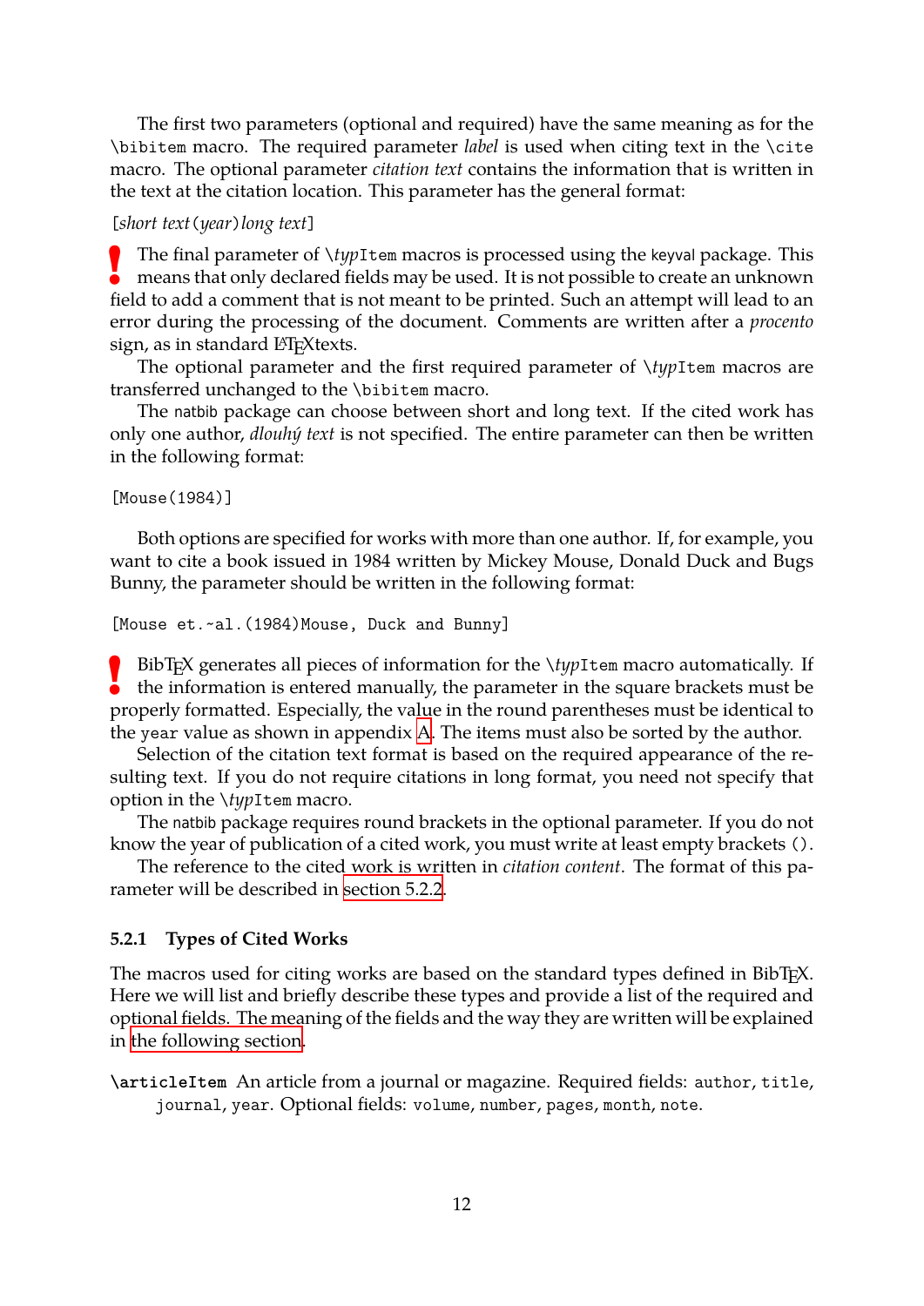The first two parameters (optional and required) have the same meaning as for the `\bibitem` macro. The required parameter *label* is used when citing text in the `\cite` macro. The optional parameter *citation text* contains the information that is written in the text at the citation location. This parameter has the general format:

[*short text*(*year*)*long text*]

**!** The final parameter of `\`*typ*`Item` macros is processed using the keyval package. This means that only declared fields may be used. It is not possible to create an unknown field to add a comment that is not meant to be printed. Such an attempt will lead to an error during the processing of the document. Comments are written after a *procento* sign, as in standard LaTeXtexts.

The optional parameter and the first required parameter of `\`*typ*`Item` macros are transferred unchanged to the `\bibitem` macro.

The natbib package can choose between short and long text. If the cited work has only one author, *dlouhý text* is not specified. The entire parameter can then be written in the following format:

```
[Mouse(1984)]
```

Both options are specified for works with more than one author. If, for example, you want to cite a book issued in 1984 written by Mickey Mouse, Donald Duck and Bugs Bunny, the parameter should be written in the following format:

```
[Mouse et.~al.(1984)Mouse, Duck and Bunny]
```

**!** BibTeX generates all pieces of information for the `\`*typ*`Item` macro automatically. If the information is entered manually, the parameter in the square brackets must be properly formatted. Especially, the value in the round parentheses must be identical to the `year` value as shown in appendix A. The items must also be sorted by the author.

Selection of the citation text format is based on the required appearance of the resulting text. If you do not require citations in long format, you need not specify that option in the `\`*typ*`Item` macro.

The natbib package requires round brackets in the optional parameter. If you do not know the year of publication of a cited work, you must write at least empty brackets `()`.

The reference to the cited work is written in *citation content*. The format of this parameter will be described in section 5.2.2.

### 5.2.1 Types of Cited Works

The macros used for citing works are based on the standard types defined in BibTeX. Here we will list and briefly describe these types and provide a list of the required and optional fields. The meaning of the fields and the way they are written will be explained in the following section.

**`\articleItem`** An article from a journal or magazine. Required fields: `author`, `title`, `journal`, `year`. Optional fields: `volume`, `number`, `pages`, `month`, `note`.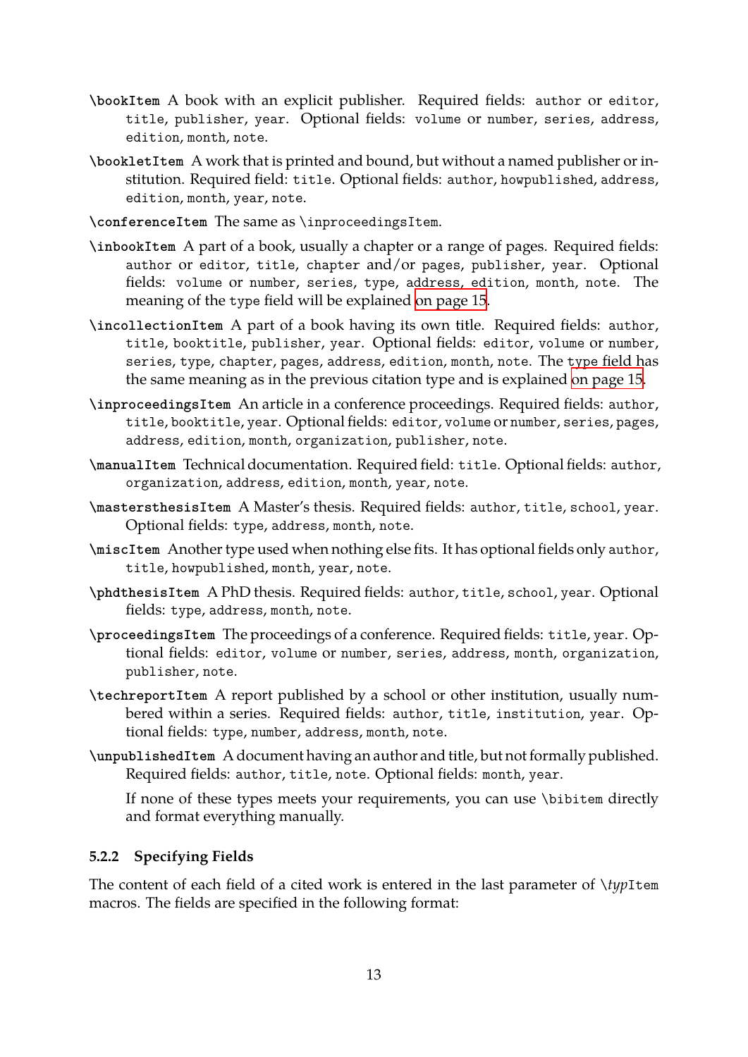`\bookItem` A book with an explicit publisher. Required fields: `author` or `editor`, `title`, `publisher`, `year`. Optional fields: `volume` or `number`, `series`, `address`, `edition`, `month`, `note`.

`\bookletItem` A work that is printed and bound, but without a named publisher or institution. Required field: `title`. Optional fields: `author`, `howpublished`, `address`, `edition`, `month`, `year`, `note`.

`\conferenceItem` The same as `\inproceedingsItem`.

`\inbookItem` A part of a book, usually a chapter or a range of pages. Required fields: `author` or `editor`, `title`, `chapter` and/or `pages`, `publisher`, `year`. Optional fields: `volume` or `number`, `series`, `type`, `address`, `edition`, `month`, `note`. The meaning of the `type` field will be explained on page 15.

`\incollectionItem` A part of a book having its own title. Required fields: `author`, `title`, `booktitle`, `publisher`, `year`. Optional fields: `editor`, `volume` or `number`, `series`, `type`, `chapter`, `pages`, `address`, `edition`, `month`, `note`. The `type` field has the same meaning as in the previous citation type and is explained on page 15.

`\inproceedingsItem` An article in a conference proceedings. Required fields: `author`, `title`, `booktitle`, `year`. Optional fields: `editor`, `volume` or `number`, `series`, `pages`, `address`, `edition`, `month`, `organization`, `publisher`, `note`.

`\manualItem` Technical documentation. Required field: `title`. Optional fields: `author`, `organization`, `address`, `edition`, `month`, `year`, `note`.

`\mastersthesisItem` A Master's thesis. Required fields: `author`, `title`, `school`, `year`. Optional fields: `type`, `address`, `month`, `note`.

`\miscItem` Another type used when nothing else fits. It has optional fields only `author`, `title`, `howpublished`, `month`, `year`, `note`.

`\phdthesisItem` A PhD thesis. Required fields: `author`, `title`, `school`, `year`. Optional fields: `type`, `address`, `month`, `note`.

`\proceedingsItem` The proceedings of a conference. Required fields: `title`, `year`. Optional fields: `editor`, `volume` or `number`, `series`, `address`, `month`, `organization`, `publisher`, `note`.

`\techreportItem` A report published by a school or other institution, usually numbered within a series. Required fields: `author`, `title`, `institution`, `year`. Optional fields: `type`, `number`, `address`, `month`, `note`.

`\unpublishedItem` A document having an author and title, but not formally published. Required fields: `author`, `title`, `note`. Optional fields: `month`, `year`.

If none of these types meets your requirements, you can use `\bibitem` directly and format everything manually.

### 5.2.2 Specifying Fields

The content of each field of a cited work is entered in the last parameter of `\`*typ*`Item` macros. The fields are specified in the following format: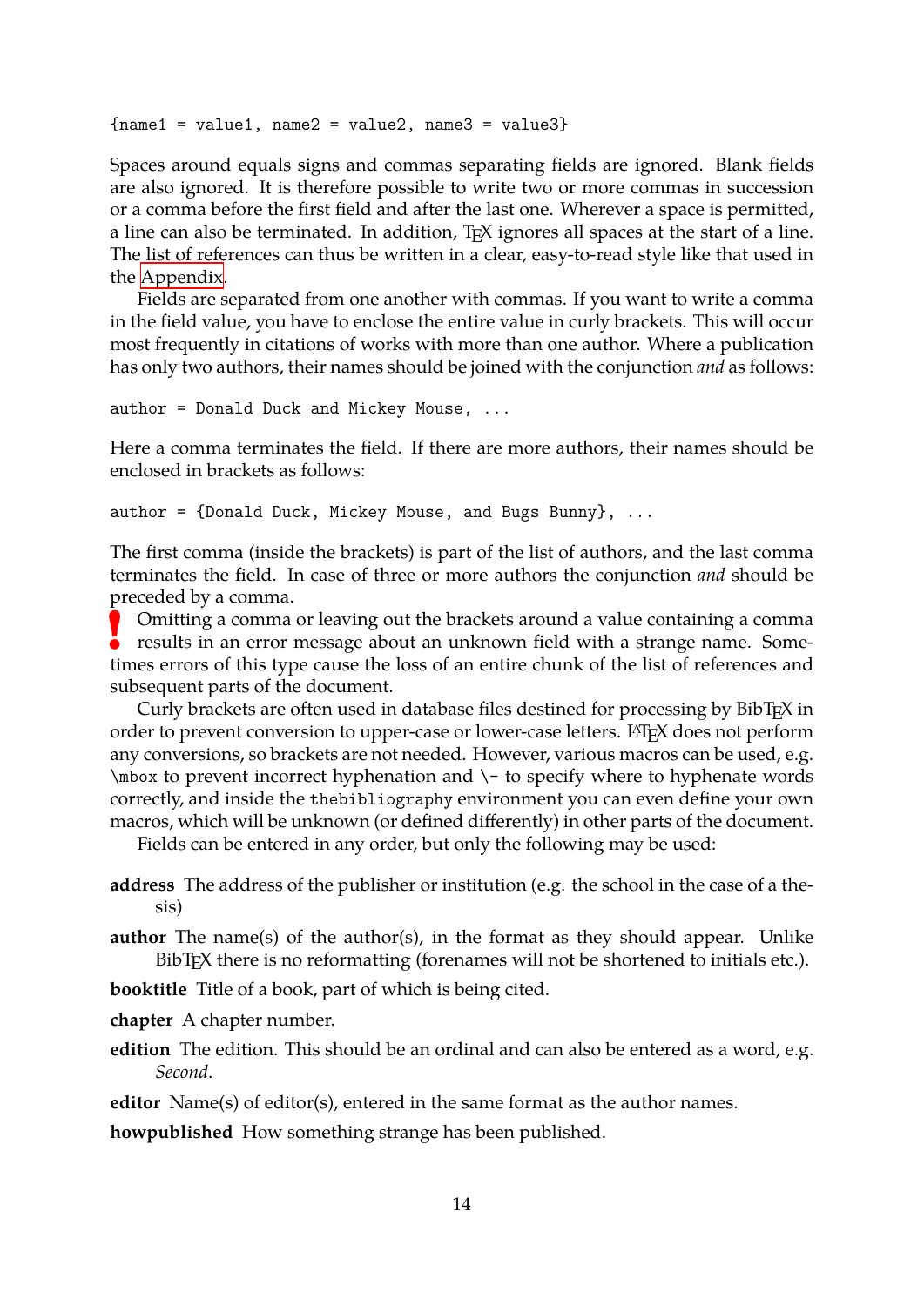```
{name1 = value1, name2 = value2, name3 = value3}
```

Spaces around equals signs and commas separating fields are ignored. Blank fields are also ignored. It is therefore possible to write two or more commas in succession or a comma before the first field and after the last one. Wherever a space is permitted, a line can also be terminated. In addition, TeX ignores all spaces at the start of a line. The list of references can thus be written in a clear, easy-to-read style like that used in the Appendix.

Fields are separated from one another with commas. If you want to write a comma in the field value, you have to enclose the entire value in curly brackets. This will occur most frequently in citations of works with more than one author. Where a publication has only two authors, their names should be joined with the conjunction *and* as follows:

```
author = Donald Duck and Mickey Mouse, ...
```

Here a comma terminates the field. If there are more authors, their names should be enclosed in brackets as follows:

```
author = {Donald Duck, Mickey Mouse, and Bugs Bunny}, ...
```

The first comma (inside the brackets) is part of the list of authors, and the last comma terminates the field. In case of three or more authors the conjunction *and* should be preceded by a comma.

**!** Omitting a comma or leaving out the brackets around a value containing a comma results in an error message about an unknown field with a strange name. Sometimes errors of this type cause the loss of an entire chunk of the list of references and subsequent parts of the document.

Curly brackets are often used in database files destined for processing by BibTeX in order to prevent conversion to upper-case or lower-case letters. LaTeX does not perform any conversions, so brackets are not needed. However, various macros can be used, e.g. `\mbox` to prevent incorrect hyphenation and `\-` to specify where to hyphenate words correctly, and inside the `thebibliography` environment you can even define your own macros, which will be unknown (or defined differently) in other parts of the document.

Fields can be entered in any order, but only the following may be used:

**address** The address of the publisher or institution (e.g. the school in the case of a thesis)

**author** The name(s) of the author(s), in the format as they should appear. Unlike BibTeX there is no reformatting (forenames will not be shortened to initials etc.).

**booktitle** Title of a book, part of which is being cited.

**chapter** A chapter number.

**edition** The edition. This should be an ordinal and can also be entered as a word, e.g. *Second*.

**editor** Name(s) of editor(s), entered in the same format as the author names.

**howpublished** How something strange has been published.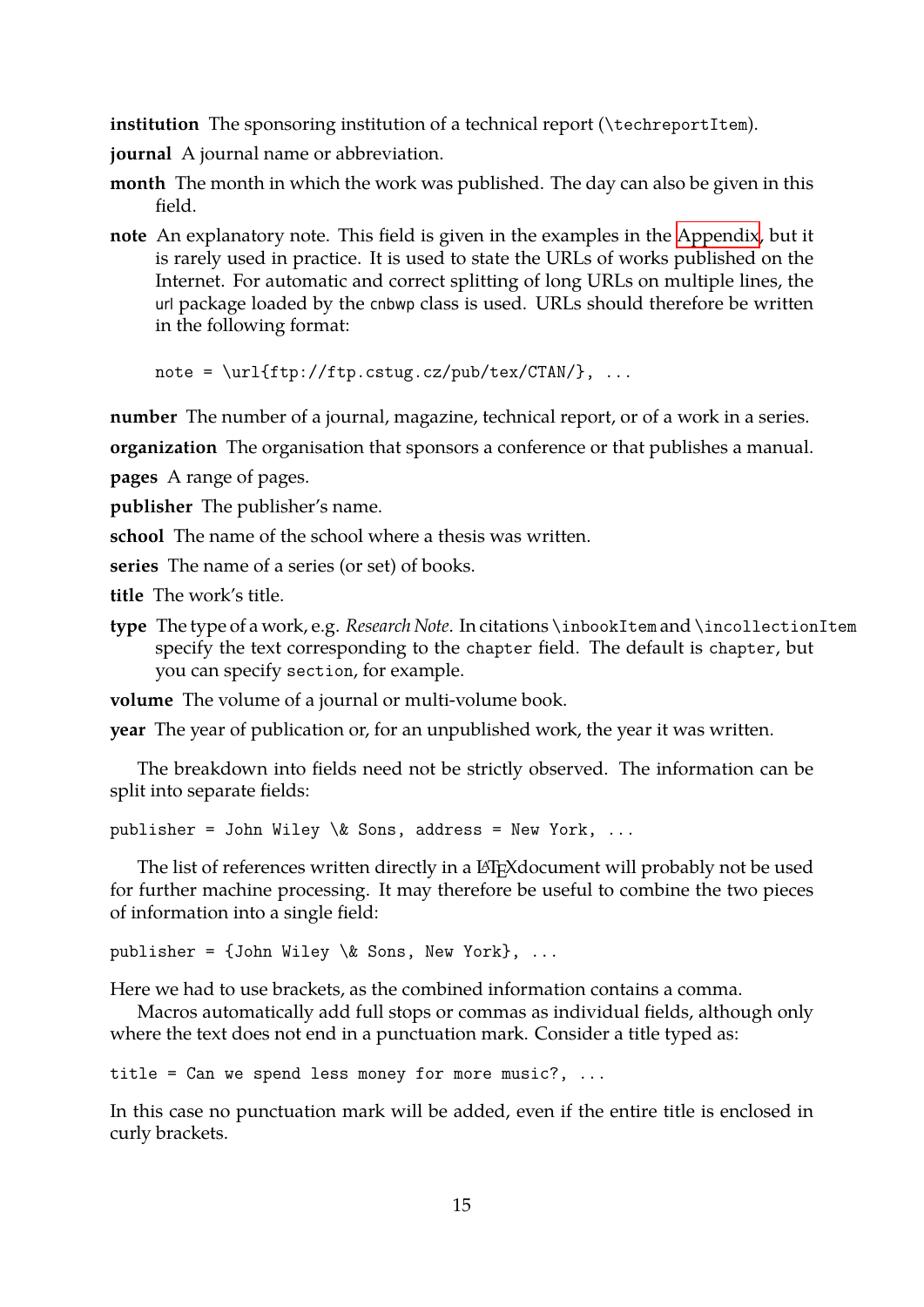**institution** The sponsoring institution of a technical report (`\techreportItem`).

**journal** A journal name or abbreviation.

**month** The month in which the work was published. The day can also be given in this field.

**note** An explanatory note. This field is given in the examples in the Appendix, but it is rarely used in practice. It is used to state the URLs of works published on the Internet. For automatic and correct splitting of long URLs on multiple lines, the url package loaded by the cnbwp class is used. URLs should therefore be written in the following format:

```
note = \url{ftp://ftp.cstug.cz/pub/tex/CTAN/}, ...
```

**number** The number of a journal, magazine, technical report, or of a work in a series.

**organization** The organisation that sponsors a conference or that publishes a manual.

**pages** A range of pages.

**publisher** The publisher's name.

**school** The name of the school where a thesis was written.

**series** The name of a series (or set) of books.

**title** The work's title.

**type** The type of a work, e.g. *Research Note*. In citations `\inbookItem` and `\incollectionItem` specify the text corresponding to the `chapter` field. The default is `chapter`, but you can specify `section`, for example.

**volume** The volume of a journal or multi-volume book.

**year** The year of publication or, for an unpublished work, the year it was written.

The breakdown into fields need not be strictly observed. The information can be split into separate fields:

```
publisher = John Wiley \& Sons, address = New York, ...
```

The list of references written directly in a LaTeXdocument will probably not be used for further machine processing. It may therefore be useful to combine the two pieces of information into a single field:

```
publisher = {John Wiley \& Sons, New York}, ...
```

Here we had to use brackets, as the combined information contains a comma.

Macros automatically add full stops or commas as individual fields, although only where the text does not end in a punctuation mark. Consider a title typed as:

```
title = Can we spend less money for more music?, ...
```

In this case no punctuation mark will be added, even if the entire title is enclosed in curly brackets.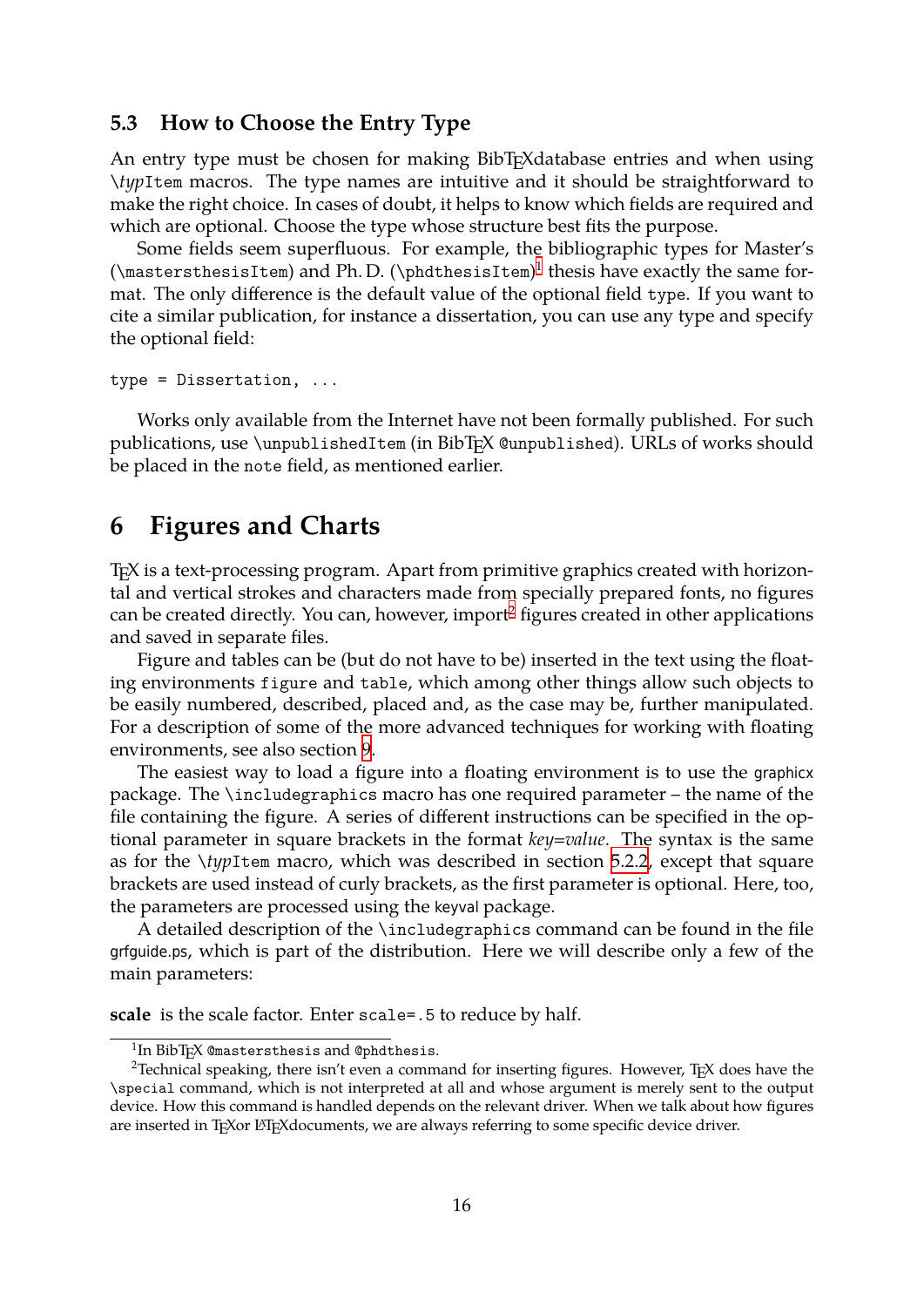### 5.3 How to Choose the Entry Type

An entry type must be chosen for making BibTEXdatabase entries and when using `\typItem` macros. The type names are intuitive and it should be straightforward to make the right choice. In cases of doubt, it helps to know which fields are required and which are optional. Choose the type whose structure best fits the purpose.

Some fields seem superfluous. For example, the bibliographic types for Master's (`\mastersthesisItem`) and Ph. D. (`\phdthesisItem`)[1] thesis have exactly the same format. The only difference is the default value of the optional field `type`. If you want to cite a similar publication, for instance a dissertation, you can use any type and specify the optional field:

```
type = Dissertation, ...
```

Works only available from the Internet have not been formally published. For such publications, use `\unpublishedItem` (in BibTEX `@unpublished`). URLs of works should be placed in the `note` field, as mentioned earlier.

## 6 Figures and Charts

TEX is a text-processing program. Apart from primitive graphics created with horizontal and vertical strokes and characters made from specially prepared fonts, no figures can be created directly. You can, however, import[2] figures created in other applications and saved in separate files.

Figure and tables can be (but do not have to be) inserted in the text using the floating environments `figure` and `table`, which among other things allow such objects to be easily numbered, described, placed and, as the case may be, further manipulated. For a description of some of the more advanced techniques for working with floating environments, see also section 9.

The easiest way to load a figure into a floating environment is to use the graphicx package. The `\includegraphics` macro has one required parameter – the name of the file containing the figure. A series of different instructions can be specified in the optional parameter in square brackets in the format *key=value*. The syntax is the same as for the `\typItem` macro, which was described in section 5.2.2, except that square brackets are used instead of curly brackets, as the first parameter is optional. Here, too, the parameters are processed using the keyval package.

A detailed description of the `\includegraphics` command can be found in the file grfguide.ps, which is part of the distribution. Here we will describe only a few of the main parameters:

**scale** is the scale factor. Enter `scale=.5` to reduce by half.

---

[1] In BibTEX `@mastersthesis` and `@phdthesis`.

[2] Technical speaking, there isn't even a command for inserting figures. However, TEX does have the `\special` command, which is not interpreted at all and whose argument is merely sent to the output device. How this command is handled depends on the relevant driver. When we talk about how figures are inserted in TEXor LATEXdocuments, we are always referring to some specific device driver.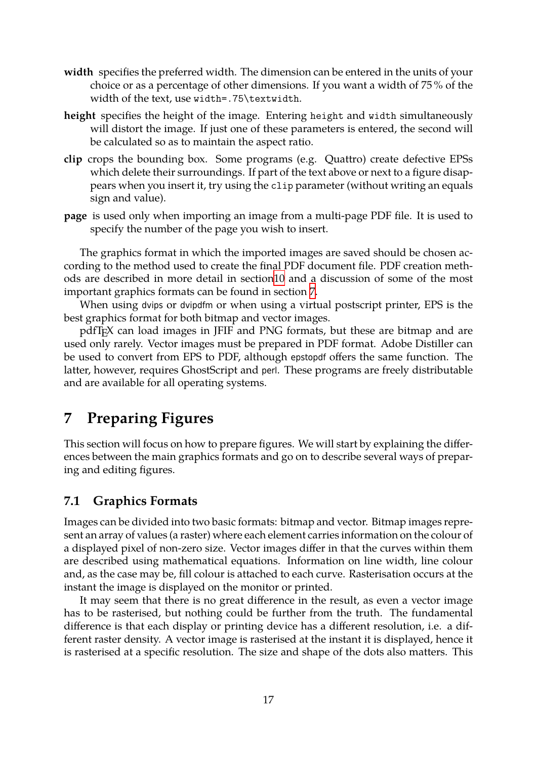**width** specifies the preferred width. The dimension can be entered in the units of your choice or as a percentage of other dimensions. If you want a width of 75 % of the width of the text, use `width=.75\textwidth`.

**height** specifies the height of the image. Entering `height` and `width` simultaneously will distort the image. If just one of these parameters is entered, the second will be calculated so as to maintain the aspect ratio.

**clip** crops the bounding box. Some programs (e.g. Quattro) create defective EPSs which delete their surroundings. If part of the text above or next to a figure disappears when you insert it, try using the `clip` parameter (without writing an equals sign and value).

**page** is used only when importing an image from a multi-page PDF file. It is used to specify the number of the page you wish to insert.

The graphics format in which the imported images are saved should be chosen according to the method used to create the final PDF document file. PDF creation methods are described in more detail in section10 and a discussion of some of the most important graphics formats can be found in section 7.

When using dvips or dvipdfm or when using a virtual postscript printer, EPS is the best graphics format for both bitmap and vector images.

pdfTEX can load images in JFIF and PNG formats, but these are bitmap and are used only rarely. Vector images must be prepared in PDF format. Adobe Distiller can be used to convert from EPS to PDF, although epstopdf offers the same function. The latter, however, requires GhostScript and perl. These programs are freely distributable and are available for all operating systems.

# 7 Preparing Figures

This section will focus on how to prepare figures. We will start by explaining the differences between the main graphics formats and go on to describe several ways of preparing and editing figures.

## 7.1 Graphics Formats

Images can be divided into two basic formats: bitmap and vector. Bitmap images represent an array of values (a raster) where each element carries information on the colour of a displayed pixel of non-zero size. Vector images differ in that the curves within them are described using mathematical equations. Information on line width, line colour and, as the case may be, fill colour is attached to each curve. Rasterisation occurs at the instant the image is displayed on the monitor or printed.

It may seem that there is no great difference in the result, as even a vector image has to be rasterised, but nothing could be further from the truth. The fundamental difference is that each display or printing device has a different resolution, i.e. a different raster density. A vector image is rasterised at the instant it is displayed, hence it is rasterised at a specific resolution. The size and shape of the dots also matters. This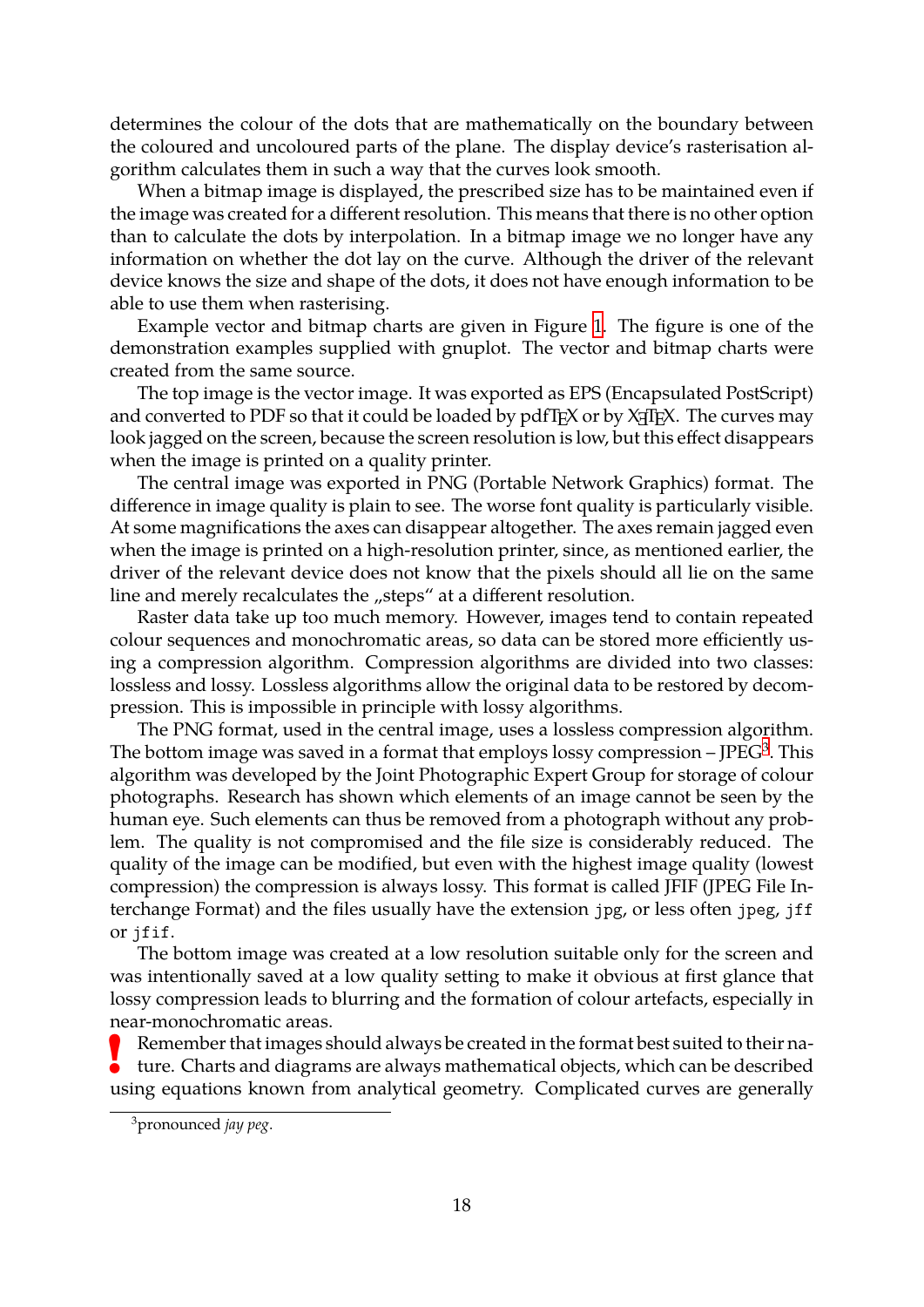determines the colour of the dots that are mathematically on the boundary between the coloured and uncoloured parts of the plane. The display device's rasterisation algorithm calculates them in such a way that the curves look smooth.

When a bitmap image is displayed, the prescribed size has to be maintained even if the image was created for a different resolution. This means that there is no other option than to calculate the dots by interpolation. In a bitmap image we no longer have any information on whether the dot lay on the curve. Although the driver of the relevant device knows the size and shape of the dots, it does not have enough information to be able to use them when rasterising.

Example vector and bitmap charts are given in Figure 1. The figure is one of the demonstration examples supplied with gnuplot. The vector and bitmap charts were created from the same source.

The top image is the vector image. It was exported as EPS (Encapsulated PostScript) and converted to PDF so that it could be loaded by pdfTEX or by XƎTEX. The curves may look jagged on the screen, because the screen resolution is low, but this effect disappears when the image is printed on a quality printer.

The central image was exported in PNG (Portable Network Graphics) format. The difference in image quality is plain to see. The worse font quality is particularly visible. At some magnifications the axes can disappear altogether. The axes remain jagged even when the image is printed on a high-resolution printer, since, as mentioned earlier, the driver of the relevant device does not know that the pixels should all lie on the same line and merely recalculates the „steps" at a different resolution.

Raster data take up too much memory. However, images tend to contain repeated colour sequences and monochromatic areas, so data can be stored more efficiently using a compression algorithm. Compression algorithms are divided into two classes: lossless and lossy. Lossless algorithms allow the original data to be restored by decompression. This is impossible in principle with lossy algorithms.

The PNG format, used in the central image, uses a lossless compression algorithm. The bottom image was saved in a format that employs lossy compression – JPEG[3]. This algorithm was developed by the Joint Photographic Expert Group for storage of colour photographs. Research has shown which elements of an image cannot be seen by the human eye. Such elements can thus be removed from a photograph without any problem. The quality is not compromised and the file size is considerably reduced. The quality of the image can be modified, but even with the highest image quality (lowest compression) the compression is always lossy. This format is called JFIF (JPEG File Interchange Format) and the files usually have the extension `jpg`, or less often `jpeg`, `jff` or `jfif`.

The bottom image was created at a low resolution suitable only for the screen and was intentionally saved at a low quality setting to make it obvious at first glance that lossy compression leads to blurring and the formation of colour artefacts, especially in near-monochromatic areas.

**!** Remember that images should always be created in the format best suited to their nature. Charts and diagrams are always mathematical objects, which can be described using equations known from analytical geometry. Complicated curves are generally

[3] pronounced *jay peg*.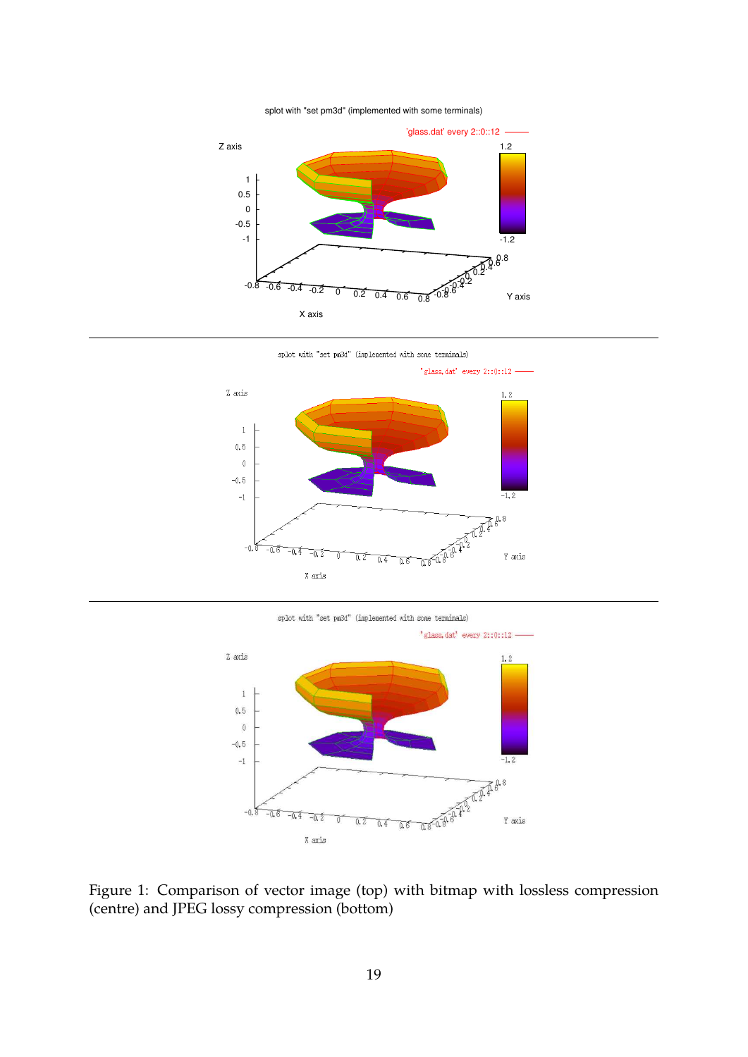Figure 1: Comparison of vector image (top) with bitmap with lossless compression (centre) and JPEG lossy compression (bottom)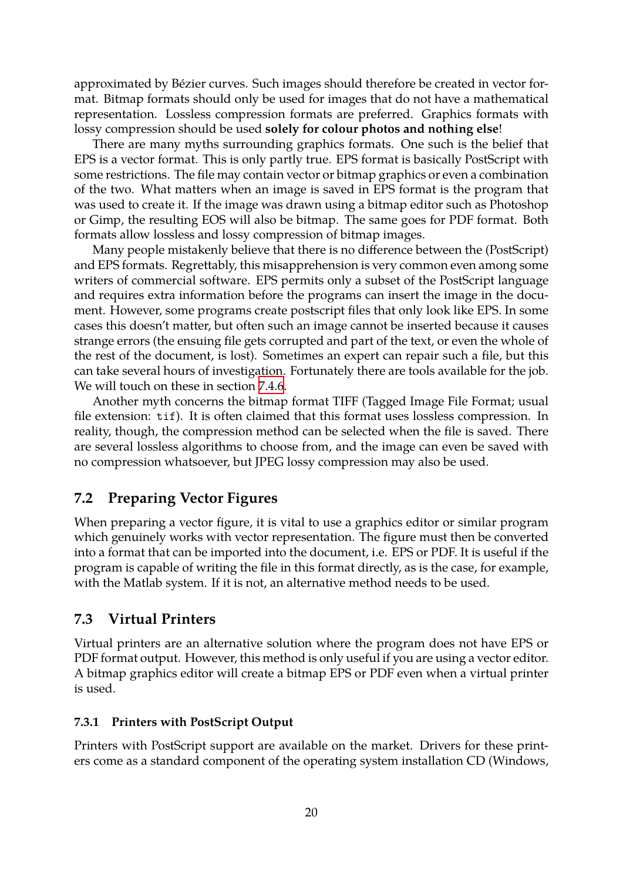approximated by Bézier curves. Such images should therefore be created in vector format. Bitmap formats should only be used for images that do not have a mathematical representation. Lossless compression formats are preferred. Graphics formats with lossy compression should be used **solely for colour photos and nothing else**!

There are many myths surrounding graphics formats. One such is the belief that EPS is a vector format. This is only partly true. EPS format is basically PostScript with some restrictions. The file may contain vector or bitmap graphics or even a combination of the two. What matters when an image is saved in EPS format is the program that was used to create it. If the image was drawn using a bitmap editor such as Photoshop or Gimp, the resulting EOS will also be bitmap. The same goes for PDF format. Both formats allow lossless and lossy compression of bitmap images.

Many people mistakenly believe that there is no difference between the (PostScript) and EPS formats. Regrettably, this misapprehension is very common even among some writers of commercial software. EPS permits only a subset of the PostScript language and requires extra information before the programs can insert the image in the document. However, some programs create postscript files that only look like EPS. In some cases this doesn't matter, but often such an image cannot be inserted because it causes strange errors (the ensuing file gets corrupted and part of the text, or even the whole of the rest of the document, is lost). Sometimes an expert can repair such a file, but this can take several hours of investigation. Fortunately there are tools available for the job. We will touch on these in section 7.4.6.

Another myth concerns the bitmap format TIFF (Tagged Image File Format; usual file extension: `tif`). It is often claimed that this format uses lossless compression. In reality, though, the compression method can be selected when the file is saved. There are several lossless algorithms to choose from, and the image can even be saved with no compression whatsoever, but JPEG lossy compression may also be used.

## 7.2 Preparing Vector Figures

When preparing a vector figure, it is vital to use a graphics editor or similar program which genuinely works with vector representation. The figure must then be converted into a format that can be imported into the document, i.e. EPS or PDF. It is useful if the program is capable of writing the file in this format directly, as is the case, for example, with the Matlab system. If it is not, an alternative method needs to be used.

## 7.3 Virtual Printers

Virtual printers are an alternative solution where the program does not have EPS or PDF format output. However, this method is only useful if you are using a vector editor. A bitmap graphics editor will create a bitmap EPS or PDF even when a virtual printer is used.

### 7.3.1 Printers with PostScript Output

Printers with PostScript support are available on the market. Drivers for these printers come as a standard component of the operating system installation CD (Windows,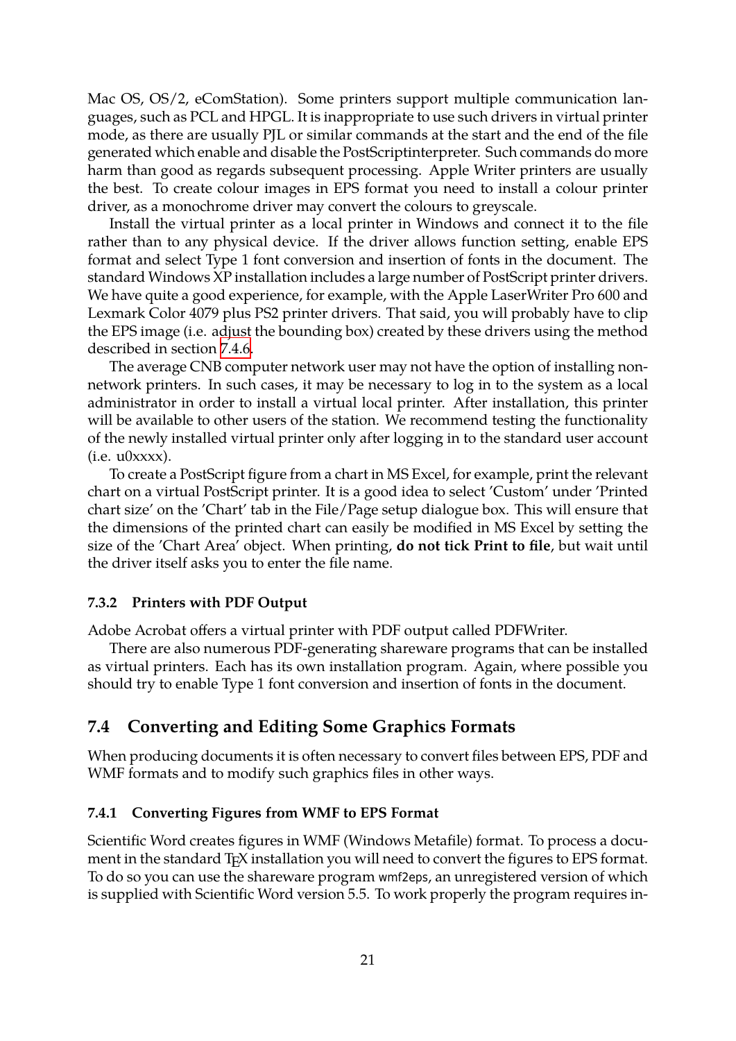Mac OS, OS/2, eComStation). Some printers support multiple communication languages, such as PCL and HPGL. It is inappropriate to use such drivers in virtual printer mode, as there are usually PJL or similar commands at the start and the end of the file generated which enable and disable the PostScriptinterpreter. Such commands do more harm than good as regards subsequent processing. Apple Writer printers are usually the best. To create colour images in EPS format you need to install a colour printer driver, as a monochrome driver may convert the colours to greyscale.

Install the virtual printer as a local printer in Windows and connect it to the file rather than to any physical device. If the driver allows function setting, enable EPS format and select Type 1 font conversion and insertion of fonts in the document. The standard Windows XP installation includes a large number of PostScript printer drivers. We have quite a good experience, for example, with the Apple LaserWriter Pro 600 and Lexmark Color 4079 plus PS2 printer drivers. That said, you will probably have to clip the EPS image (i.e. adjust the bounding box) created by these drivers using the method described in section 7.4.6.

The average CNB computer network user may not have the option of installing non-network printers. In such cases, it may be necessary to log in to the system as a local administrator in order to install a virtual local printer. After installation, this printer will be available to other users of the station. We recommend testing the functionality of the newly installed virtual printer only after logging in to the standard user account (i.e. u0xxxx).

To create a PostScript figure from a chart in MS Excel, for example, print the relevant chart on a virtual PostScript printer. It is a good idea to select 'Custom' under 'Printed chart size' on the 'Chart' tab in the File/Page setup dialogue box. This will ensure that the dimensions of the printed chart can easily be modified in MS Excel by setting the size of the 'Chart Area' object. When printing, **do not tick Print to file**, but wait until the driver itself asks you to enter the file name.

### 7.3.2 Printers with PDF Output

Adobe Acrobat offers a virtual printer with PDF output called PDFWriter.

There are also numerous PDF-generating shareware programs that can be installed as virtual printers. Each has its own installation program. Again, where possible you should try to enable Type 1 font conversion and insertion of fonts in the document.

## 7.4 Converting and Editing Some Graphics Formats

When producing documents it is often necessary to convert files between EPS, PDF and WMF formats and to modify such graphics files in other ways.

### 7.4.1 Converting Figures from WMF to EPS Format

Scientific Word creates figures in WMF (Windows Metafile) format. To process a document in the standard TEX installation you will need to convert the figures to EPS format. To do so you can use the shareware program `wmf2eps`, an unregistered version of which is supplied with Scientific Word version 5.5. To work properly the program requires in-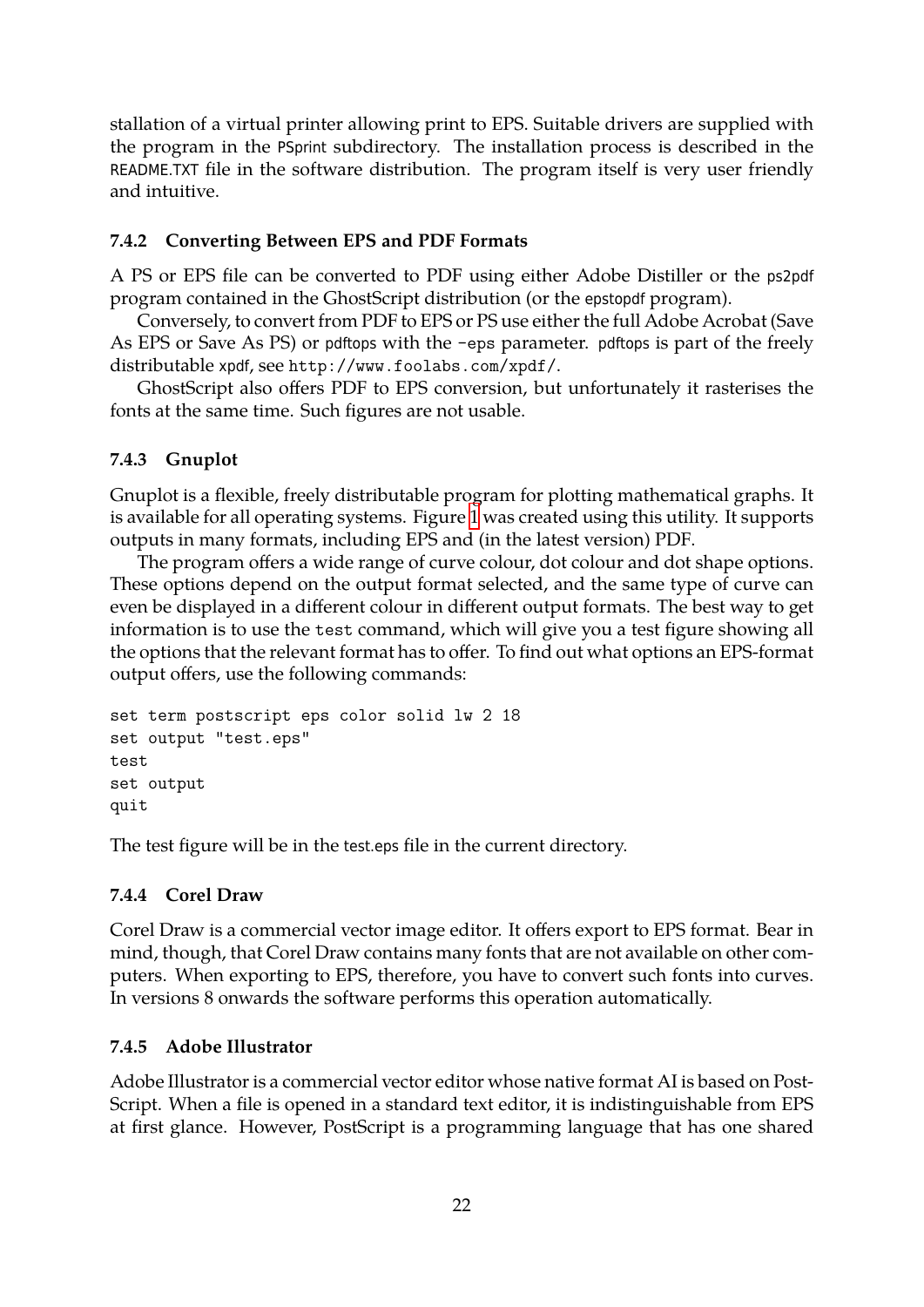stallation of a virtual printer allowing print to EPS. Suitable drivers are supplied with the program in the `PSprint` subdirectory. The installation process is described in the `README.TXT` file in the software distribution. The program itself is very user friendly and intuitive.

### 7.4.2 Converting Between EPS and PDF Formats

A PS or EPS file can be converted to PDF using either Adobe Distiller or the `ps2pdf` program contained in the GhostScript distribution (or the `epstopdf` program).

Conversely, to convert from PDF to EPS or PS use either the full Adobe Acrobat (Save As EPS or Save As PS) or `pdftops` with the `-eps` parameter. `pdftops` is part of the freely distributable `xpdf`, see `http://www.foolabs.com/xpdf/`.

GhostScript also offers PDF to EPS conversion, but unfortunately it rasterises the fonts at the same time. Such figures are not usable.

### 7.4.3 Gnuplot

Gnuplot is a flexible, freely distributable program for plotting mathematical graphs. It is available for all operating systems. Figure 1 was created using this utility. It supports outputs in many formats, including EPS and (in the latest version) PDF.

The program offers a wide range of curve colour, dot colour and dot shape options. These options depend on the output format selected, and the same type of curve can even be displayed in a different colour in different output formats. The best way to get information is to use the `test` command, which will give you a test figure showing all the options that the relevant format has to offer. To find out what options an EPS-format output offers, use the following commands:

```
set term postscript eps color solid lw 2 18
set output "test.eps"
test
set output
quit
```

The test figure will be in the `test.eps` file in the current directory.

### 7.4.4 Corel Draw

Corel Draw is a commercial vector image editor. It offers export to EPS format. Bear in mind, though, that Corel Draw contains many fonts that are not available on other computers. When exporting to EPS, therefore, you have to convert such fonts into curves. In versions 8 onwards the software performs this operation automatically.

### 7.4.5 Adobe Illustrator

Adobe Illustrator is a commercial vector editor whose native format AI is based on PostScript. When a file is opened in a standard text editor, it is indistinguishable from EPS at first glance. However, PostScript is a programming language that has one shared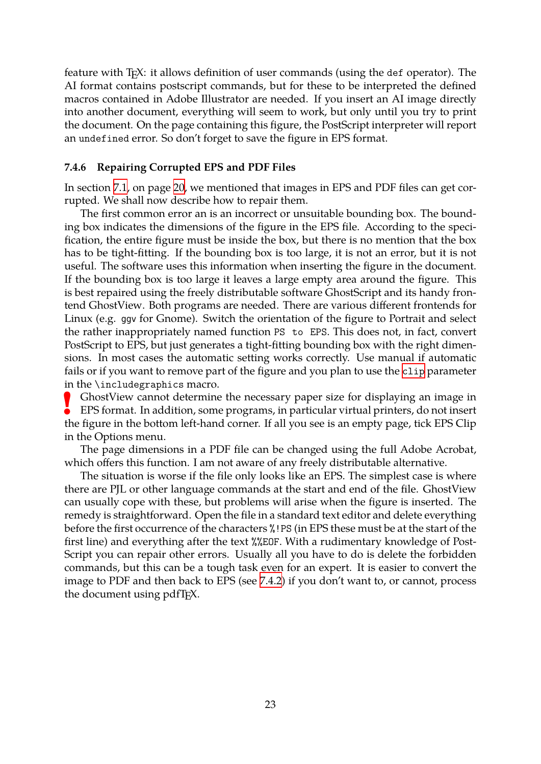feature with TEX: it allows definition of user commands (using the `def` operator). The AI format contains postscript commands, but for these to be interpreted the defined macros contained in Adobe Illustrator are needed. If you insert an AI image directly into another document, everything will seem to work, but only until you try to print the document. On the page containing this figure, the PostScript interpreter will report an `undefined` error. So don't forget to save the figure in EPS format.

#### 7.4.6 Repairing Corrupted EPS and PDF Files

In section 7.1, on page 20, we mentioned that images in EPS and PDF files can get corrupted. We shall now describe how to repair them.

The first common error an is an incorrect or unsuitable bounding box. The bounding box indicates the dimensions of the figure in the EPS file. According to the specification, the entire figure must be inside the box, but there is no mention that the box has to be tight-fitting. If the bounding box is too large, it is not an error, but it is not useful. The software uses this information when inserting the figure in the document. If the bounding box is too large it leaves a large empty area around the figure. This is best repaired using the freely distributable software GhostScript and its handy frontend GhostView. Both programs are needed. There are various different frontends for Linux (e.g. `ggv` for Gnome). Switch the orientation of the figure to Portrait and select the rather inappropriately named function `PS to EPS`. This does not, in fact, convert PostScript to EPS, but just generates a tight-fitting bounding box with the right dimensions. In most cases the automatic setting works correctly. Use manual if automatic fails or if you want to remove part of the figure and you plan to use the `clip` parameter in the `\includegraphics` macro.

**!** GhostView cannot determine the necessary paper size for displaying an image in EPS format. In addition, some programs, in particular virtual printers, do not insert the figure in the bottom left-hand corner. If all you see is an empty page, tick EPS Clip in the Options menu.

The page dimensions in a PDF file can be changed using the full Adobe Acrobat, which offers this function. I am not aware of any freely distributable alternative.

The situation is worse if the file only looks like an EPS. The simplest case is where there are PJL or other language commands at the start and end of the file. GhostView can usually cope with these, but problems will arise when the figure is inserted. The remedy is straightforward. Open the file in a standard text editor and delete everything before the first occurrence of the characters `%!PS` (in EPS these must be at the start of the first line) and everything after the text `%%EOF`. With a rudimentary knowledge of PostScript you can repair other errors. Usually all you have to do is delete the forbidden commands, but this can be a tough task even for an expert. It is easier to convert the image to PDF and then back to EPS (see 7.4.2) if you don't want to, or cannot, process the document using pdfTEX.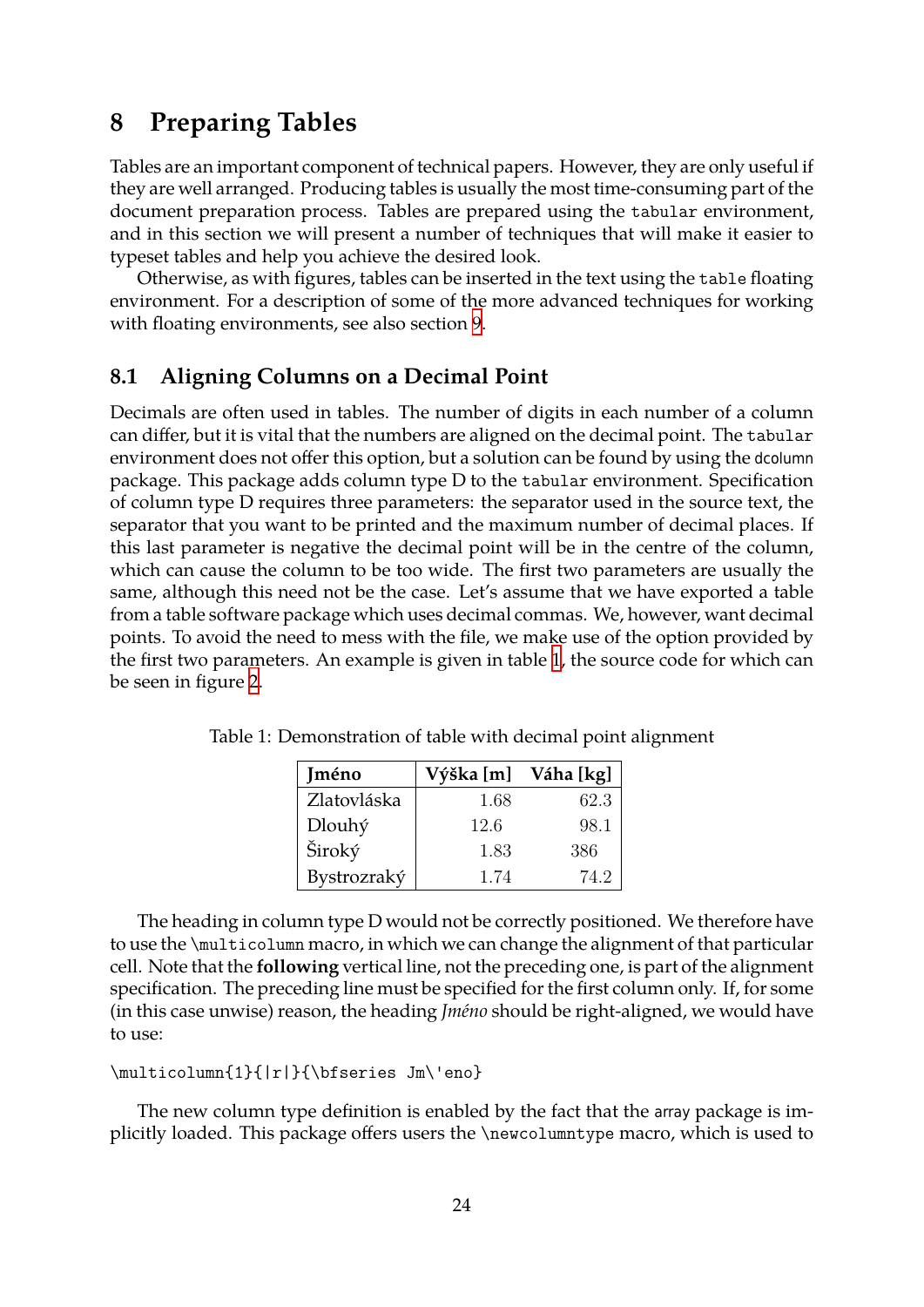## 8 Preparing Tables

Tables are an important component of technical papers. However, they are only useful if they are well arranged. Producing tables is usually the most time-consuming part of the document preparation process. Tables are prepared using the `tabular` environment, and in this section we will present a number of techniques that will make it easier to typeset tables and help you achieve the desired look.

Otherwise, as with figures, tables can be inserted in the text using the `table` floating environment. For a description of some of the more advanced techniques for working with floating environments, see also section 9.

### 8.1 Aligning Columns on a Decimal Point

Decimals are often used in tables. The number of digits in each number of a column can differ, but it is vital that the numbers are aligned on the decimal point. The `tabular` environment does not offer this option, but a solution can be found by using the dcolumn package. This package adds column type D to the `tabular` environment. Specification of column type D requires three parameters: the separator used in the source text, the separator that you want to be printed and the maximum number of decimal places. If this last parameter is negative the decimal point will be in the centre of the column, which can cause the column to be too wide. The first two parameters are usually the same, although this need not be the case. Let's assume that we have exported a table from a table software package which uses decimal commas. We, however, want decimal points. To avoid the need to mess with the file, we make use of the option provided by the first two parameters. An example is given in table 1, the source code for which can be seen in figure 2.

Table 1: Demonstration of table with decimal point alignment

| **Jméno** | **Výška [m]** | **Váha [kg]** |
|---|---:|---:|
| Zlatovláska | 1.68 | 62.3 |
| Dlouhý | 12.6 | 98.1 |
| Široký | 1.83 | 386 |
| Bystrozraký | 1.74 | 74.2 |

The heading in column type D would not be correctly positioned. We therefore have to use the `\multicolumn` macro, in which we can change the alignment of that particular cell. Note that the **following** vertical line, not the preceding one, is part of the alignment specification. The preceding line must be specified for the first column only. If, for some (in this case unwise) reason, the heading *Jméno* should be right-aligned, we would have to use:

```
\multicolumn{1}{|r|}{\bfseries Jm\'eno}
```

The new column type definition is enabled by the fact that the array package is implicitly loaded. This package offers users the `\newcolumntype` macro, which is used to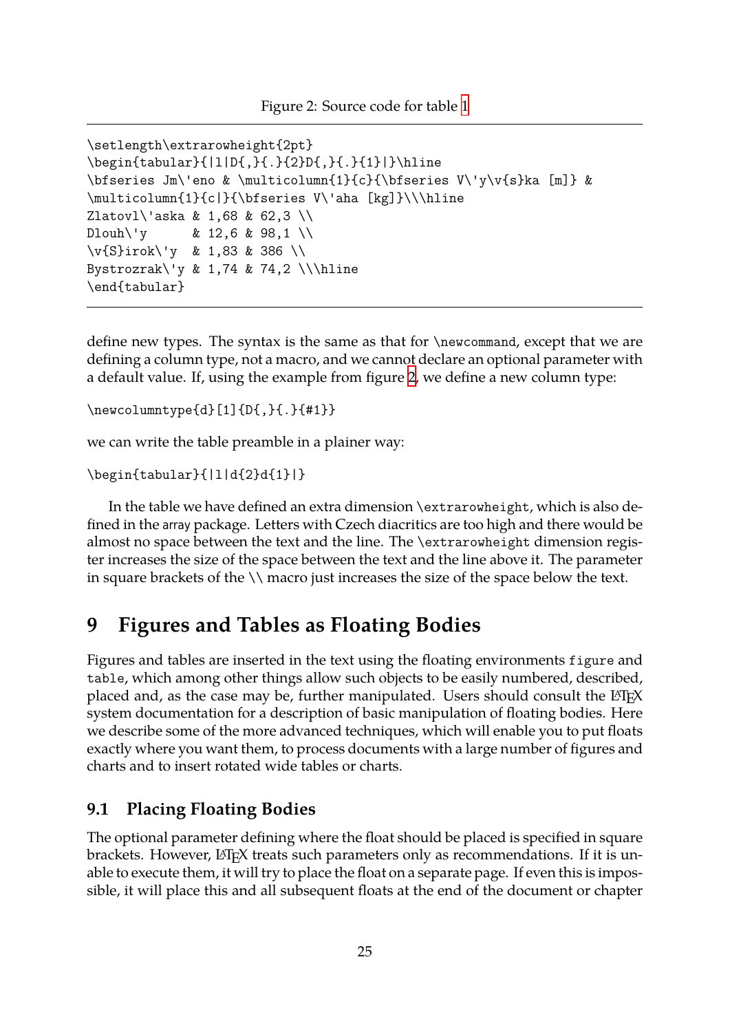Figure 2: Source code for table 1

```
\setlength\extrarowheight{2pt}
\begin{tabular}{|l|D{,}{.}{2}D{,}{.}{1}|}\hline
\bfseries Jm\'eno & \multicolumn{1}{c}{\bfseries V\'y\v{s}ka [m]} &
\multicolumn{1}{c|}{\bfseries V\'aha [kg]}\\\hline
Zlatovl\'aska & 1,68 & 62,3 \\
Dlouh\'y      & 12,6 & 98,1 \\
\v{S}irok\'y  & 1,83 & 386 \\
Bystrozrak\'y & 1,74 & 74,2 \\\hline
\end{tabular}
```

define new types. The syntax is the same as that for `\newcommand`, except that we are defining a column type, not a macro, and we cannot declare an optional parameter with a default value. If, using the example from figure 2, we define a new column type:

```
\newcolumntype{d}[1]{D{,}{.}{#1}}
```

we can write the table preamble in a plainer way:

```
\begin{tabular}{|l|d{2}d{1}|}
```

In the table we have defined an extra dimension `\extrarowheight`, which is also defined in the array package. Letters with Czech diacritics are too high and there would be almost no space between the text and the line. The `\extrarowheight` dimension register increases the size of the space between the text and the line above it. The parameter in square brackets of the `\\` macro just increases the size of the space below the text.

# 9 Figures and Tables as Floating Bodies

Figures and tables are inserted in the text using the floating environments `figure` and `table`, which among other things allow such objects to be easily numbered, described, placed and, as the case may be, further manipulated. Users should consult the LaTeX system documentation for a description of basic manipulation of floating bodies. Here we describe some of the more advanced techniques, which will enable you to put floats exactly where you want them, to process documents with a large number of figures and charts and to insert rotated wide tables or charts.

## 9.1 Placing Floating Bodies

The optional parameter defining where the float should be placed is specified in square brackets. However, LaTeX treats such parameters only as recommendations. If it is unable to execute them, it will try to place the float on a separate page. If even this is impossible, it will place this and all subsequent floats at the end of the document or chapter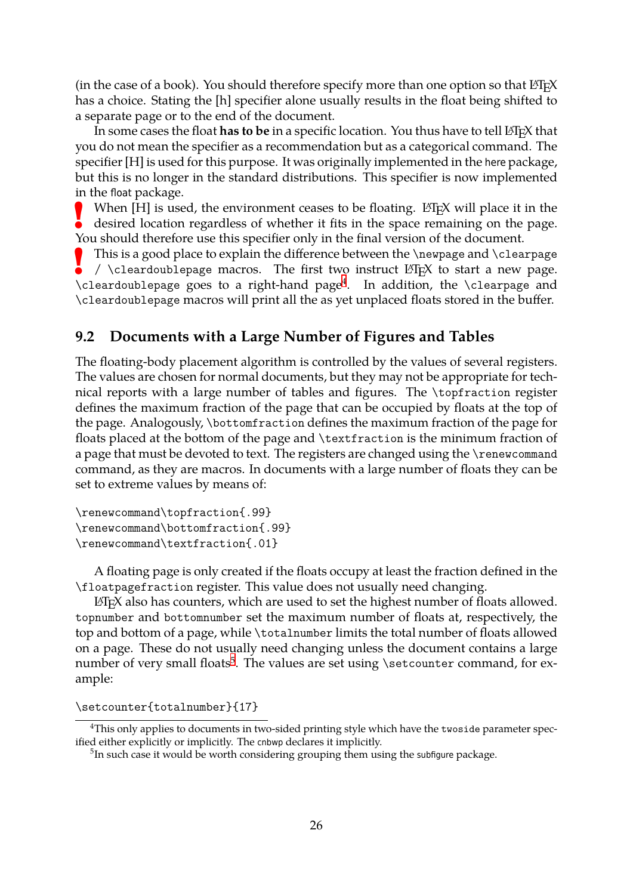(in the case of a book). You should therefore specify more than one option so that LaTeX has a choice. Stating the [h] specifier alone usually results in the float being shifted to a separate page or to the end of the document.

In some cases the float **has to be** in a specific location. You thus have to tell LaTeX that you do not mean the specifier as a recommendation but as a categorical command. The specifier [H] is used for this purpose. It was originally implemented in the here package, but this is no longer in the standard distributions. This specifier is now implemented in the float package.

**!** When [H] is used, the environment ceases to be floating. LaTeX will place it in the desired location regardless of whether it fits in the space remaining on the page. You should therefore use this specifier only in the final version of the document.

**!** This is a good place to explain the difference between the `\newpage` and `\clearpage` / `\cleardoublepage` macros. The first two instruct LaTeX to start a new page. `\cleardoublepage` goes to a right-hand page[4]. In addition, the `\clearpage` and `\cleardoublepage` macros will print all the as yet unplaced floats stored in the buffer.

## 9.2 Documents with a Large Number of Figures and Tables

The floating-body placement algorithm is controlled by the values of several registers. The values are chosen for normal documents, but they may not be appropriate for technical reports with a large number of tables and figures. The `\topfraction` register defines the maximum fraction of the page that can be occupied by floats at the top of the page. Analogously, `\bottomfraction` defines the maximum fraction of the page for floats placed at the bottom of the page and `\textfraction` is the minimum fraction of a page that must be devoted to text. The registers are changed using the `\renewcommand` command, as they are macros. In documents with a large number of floats they can be set to extreme values by means of:

```
\renewcommand\topfraction{.99}
\renewcommand\bottomfraction{.99}
\renewcommand\textfraction{.01}
```

A floating page is only created if the floats occupy at least the fraction defined in the `\floatpagefraction` register. This value does not usually need changing.

LaTeX also has counters, which are used to set the highest number of floats allowed. `topnumber` and `bottomnumber` set the maximum number of floats at, respectively, the top and bottom of a page, while `\totalnumber` limits the total number of floats allowed on a page. These do not usually need changing unless the document contains a large number of very small floats[5]. The values are set using `\setcounter` command, for example:

```
\setcounter{totalnumber}{17}
```

---

[4]This only applies to documents in two-sided printing style which have the `twoside` parameter specified either explicitly or implicitly. The cnbwp declares it implicitly.

[5]In such case it would be worth considering grouping them using the subfigure package.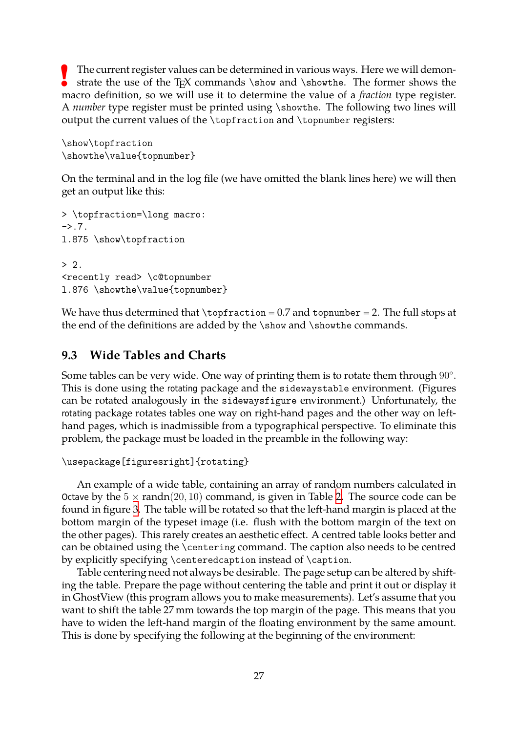! The current register values can be determined in various ways. Here we will demonstrate the use of the TEX commands `\show` and `\showthe`. The former shows the macro definition, so we will use it to determine the value of a *fraction* type register. A *number* type register must be printed using `\showthe`. The following two lines will output the current values of the `\topfraction` and `\topnumber` registers:

```
\show\topfraction
\showthe\value{topnumber}
```

On the terminal and in the log file (we have omitted the blank lines here) we will then get an output like this:

```
> \topfraction=\long macro:
->.7.
l.875 \show\topfraction

> 2.
<recently read> \c@topnumber
l.876 \showthe\value{topnumber}
```

We have thus determined that `\topfraction` = 0.7 and `topnumber` = 2. The full stops at the end of the definitions are added by the `\show` and `\showthe` commands.

## 9.3 Wide Tables and Charts

Some tables can be very wide. One way of printing them is to rotate them through $90^\circ$. This is done using the rotating package and the `sidewaystable` environment. (Figures can be rotated analogously in the `sidewaysfigure` environment.) Unfortunately, the rotating package rotates tables one way on right-hand pages and the other way on left-hand pages, which is inadmissible from a typographical perspective. To eliminate this problem, the package must be loaded in the preamble in the following way:

```
\usepackage[figuresright]{rotating}
```

An example of a wide table, containing an array of random numbers calculated in Octave by the $5 \times \mathrm{randn}(20, 10)$ command, is given in Table 2. The source code can be found in figure 3. The table will be rotated so that the left-hand margin is placed at the bottom margin of the typeset image (i.e. flush with the bottom margin of the text on the other pages). This rarely creates an aesthetic effect. A centred table looks better and can be obtained using the `\centering` command. The caption also needs to be centred by explicitly specifying `\centeredcaption` instead of `\caption`.

Table centering need not always be desirable. The page setup can be altered by shifting the table. Prepare the page without centering the table and print it out or display it in GhostView (this program allows you to make measurements). Let's assume that you want to shift the table 27 mm towards the top margin of the page. This means that you have to widen the left-hand margin of the floating environment by the same amount. This is done by specifying the following at the beginning of the environment: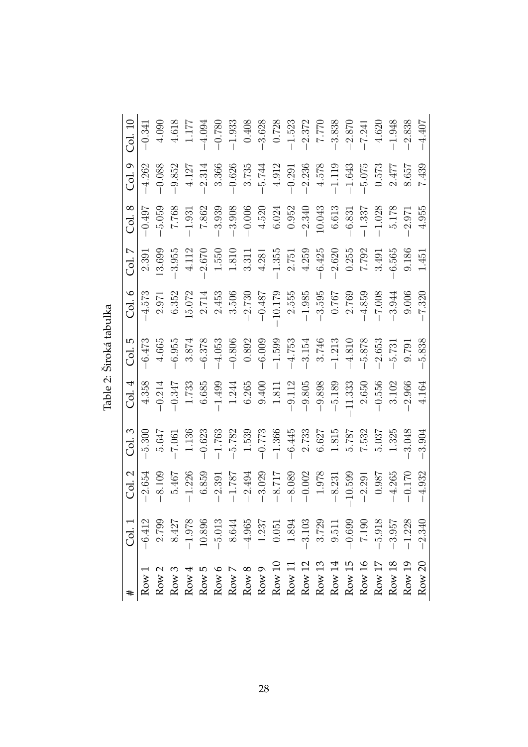Table 2: Široká tabulka

| # | Col. 1 | Col. 2 | Col. 3 | Col. 4 | Col. 5 | Col. 6 | Col. 7 | Col. 8 | Col. 9 | Col. 10 |
|---|---|---|---|---|---|---|---|---|---|---|
| Row 1 | −6.412 | −2.654 | −5.300 | 4.358 | −6.473 | −4.573 | 2.391 | −0.497 | −4.262 | −0.341 |
| Row 2 | 2.799 | −8.109 | 5.647 | −0.214 | 4.665 | 2.971 | 13.699 | −5.059 | −0.088 | 4.090 |
| Row 3 | 8.427 | 5.467 | −7.061 | −0.347 | −6.955 | 6.352 | −3.955 | 7.768 | −9.852 | 4.618 |
| Row 4 | −1.978 | −1.226 | 1.136 | 1.733 | 3.874 | 15.072 | 4.112 | −1.931 | 4.127 | 1.177 |
| Row 5 | 10.896 | 6.859 | −0.623 | 6.685 | −6.378 | 2.714 | −2.670 | 7.862 | −2.314 | −4.094 |
| Row 6 | −5.013 | −2.391 | −1.763 | −1.499 | −4.053 | 2.453 | 1.550 | −3.939 | 3.366 | −0.780 |
| Row 7 | 8.644 | −1.787 | −5.782 | 1.244 | −0.806 | 3.506 | 1.810 | −3.908 | −0.626 | −1.933 |
| Row 8 | −4.965 | −2.494 | 1.539 | 6.265 | 0.892 | −2.730 | 3.311 | −0.006 | 3.735 | 0.408 |
| Row 9 | 1.237 | −3.029 | −0.773 | 9.400 | −6.009 | −0.487 | 4.281 | 4.520 | −5.744 | −3.628 |
| Row 10 | 0.051 | −8.717 | −1.366 | 1.811 | −1.599 | −10.179 | −1.355 | 6.024 | 4.912 | 0.728 |
| Row 11 | 1.894 | −8.089 | −6.445 | −9.112 | −4.753 | 2.555 | 2.751 | 0.952 | −0.291 | −1.523 |
| Row 12 | −3.103 | −0.002 | 2.733 | −9.805 | −3.154 | −1.985 | 4.259 | −2.340 | −2.236 | −2.372 |
| Row 13 | 3.729 | 1.978 | 6.627 | −9.898 | 3.746 | −3.595 | −6.425 | 10.043 | 4.578 | 7.770 |
| Row 14 | 9.511 | −8.231 | 1.815 | −5.189 | −1.213 | 0.767 | −2.620 | 6.613 | −1.119 | −3.838 |
| Row 15 | −0.699 | −10.599 | 5.787 | −11.333 | −4.810 | 2.769 | 0.255 | −6.831 | −1.643 | −2.870 |
| Row 16 | 7.190 | −2.291 | 7.532 | 2.650 | −5.878 | −4.859 | 7.792 | −1.337 | −5.075 | −7.241 |
| Row 17 | −5.918 | 0.987 | 5.037 | −0.556 | −2.653 | −7.008 | 3.491 | −1.028 | 0.573 | 4.620 |
| Row 18 | −3.957 | −4.265 | 1.325 | 3.102 | −5.731 | −3.944 | −6.565 | 5.178 | 2.477 | −1.948 |
| Row 19 | −1.228 | −0.170 | −3.048 | −2.966 | 9.791 | 9.006 | 9.186 | −2.971 | 8.657 | −2.838 |
| Row 20 | −2.340 | −4.932 | −3.904 | 4.164 | −5.838 | −7.320 | 1.451 | 4.955 | 7.439 | −4.407 |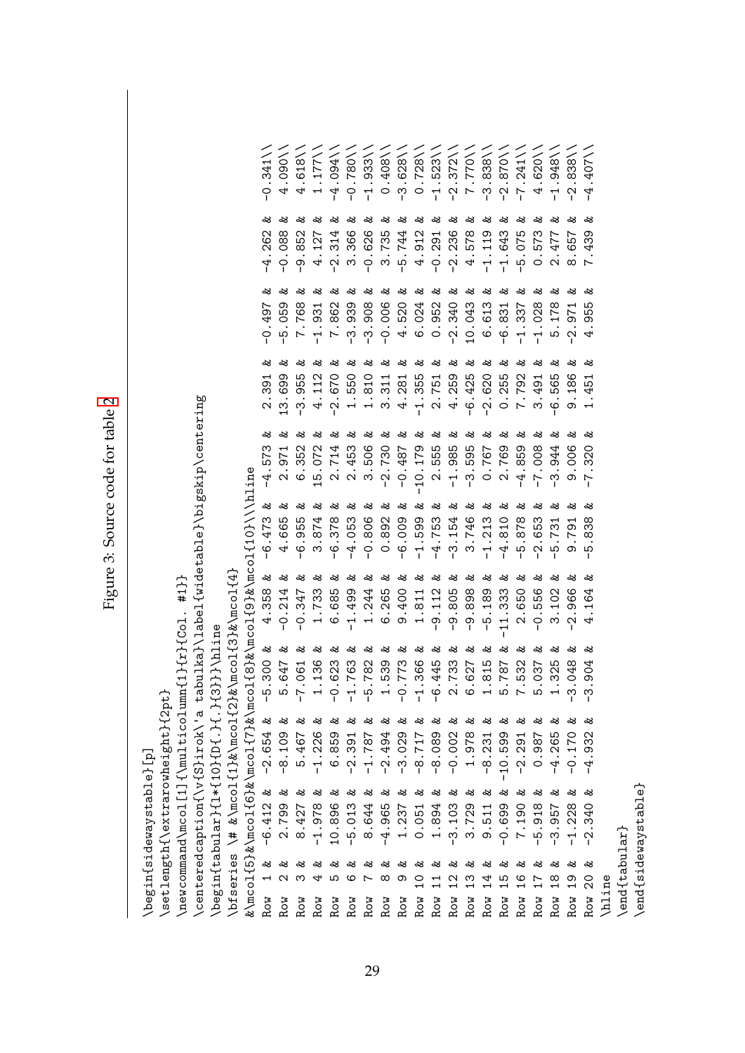```
\begin{sidewaystable}[p]
\setlength{\extrarowheight}{2pt}
\newcommand\mcol[1]{\multicolumn{1}{r}{Col. #1}}
\centeredcaption{\v{S}irok\'a tabulka}\label{widetable}\bigskip\centering
\begin{tabular}{l*{10}{D{.}{.}{3}}}\hline
\bfseries \# &\mcol{1}&\mcol{2}&\mcol{3}&\mcol{4}
&\mcol{5}&\mcol{6}&\mcol{7}&\mcol{8}&\mcol{9}&\mcol{10}\\\hline
Row 1 &  -6.412 &  -2.654 &  -5.300 &   4.358 &  -6.473 &  -4.573 &   2.391 &  -0.497 &  -4.262 &  -0.341\\
Row 2 &   2.799 &  -8.109 &   5.647 &  -0.214 &   4.665 &   2.971 &  13.699 &  -5.059 &  -0.088 &   4.090\\
Row 3 &   8.427 &   5.467 &  -7.061 &  -0.347 &  -6.955 &   6.352 &  -3.955 &   7.768 &  -9.852 &   4.618\\
Row 4 &  -1.978 &  -1.226 &   1.136 &   1.733 &   3.874 &  15.072 &   4.112 &  -1.931 &   4.127 &   1.177\\
Row 5 &  10.896 &   6.859 &  -0.623 &   6.685 &  -6.378 &   2.714 &  -2.670 &   7.862 &  -2.314 &  -4.094\\
Row 6 &  -5.013 &  -2.391 &  -1.763 &  -1.499 &  -4.053 &   2.453 &   1.550 &  -3.939 &   3.366 &  -0.780\\
Row 7 &   8.644 &  -1.787 &  -5.782 &   1.244 &  -0.806 &   3.506 &   1.810 &  -3.908 &  -0.626 &  -1.933\\
Row 8 &  -4.965 &  -2.494 &   1.539 &   6.265 &   0.892 &  -2.730 &   3.311 &  -0.006 &   3.735 &   0.408\\
Row 9 &   1.237 &  -3.029 &  -0.773 &   9.400 &  -6.009 &  -0.487 &   4.281 &   4.520 &  -5.744 &  -3.628\\
Row 10 &   0.051 &  -8.717 &  -1.366 &   1.811 &  -1.599 & -10.179 &  -1.355 &   6.024 &   4.912 &   0.728\\
Row 11 &   1.894 &  -8.089 &  -6.445 &  -9.112 &  -4.753 &   2.555 &   2.751 &   0.952 &  -0.291 &  -1.523\\
Row 12 &  -3.103 &  -0.002 &   2.733 &  -9.805 &  -3.154 &  -1.985 &   4.259 &  -2.340 &  -2.236 &  -2.372\\
Row 13 &   3.729 &   1.978 &   6.627 &  -9.898 &   3.746 &  -3.595 &  -6.425 &  10.043 &   4.578 &   7.770\\
Row 14 &   9.511 &  -8.231 &   1.815 &  -5.189 &  -1.213 &   0.767 &  -2.620 &   6.613 &  -1.119 &  -3.838\\
Row 15 &  -0.699 & -10.599 &   5.787 & -11.333 &  -4.810 &   2.769 &   0.255 &  -6.831 &  -1.643 &  -2.870\\
Row 16 &   7.190 &  -2.291 &   7.532 &   2.650 &  -5.878 &  -4.859 &   7.792 &  -1.337 &  -5.075 &  -7.241\\
Row 17 &  -5.918 &   0.987 &   5.037 &  -0.556 &  -2.653 &  -7.008 &   3.491 &  -1.028 &   0.573 &   4.620\\
Row 18 &  -3.957 &  -4.265 &   1.325 &   3.102 &  -5.731 &  -3.944 &  -6.565 &   5.178 &   2.477 &  -1.948\\
Row 19 &  -1.228 &  -0.170 &  -3.048 &  -2.966 &   9.791 &   9.006 &   9.186 &  -2.971 &   8.657 &  -2.838\\
Row 20 &  -2.340 &  -4.932 &  -3.904 &   4.164 &  -5.838 &  -7.320 &   1.451 &   4.955 &   7.439 &  -4.407\\
\hline
\end{tabular}
\end{sidewaystable}
```

Figure 3: Source code for table 2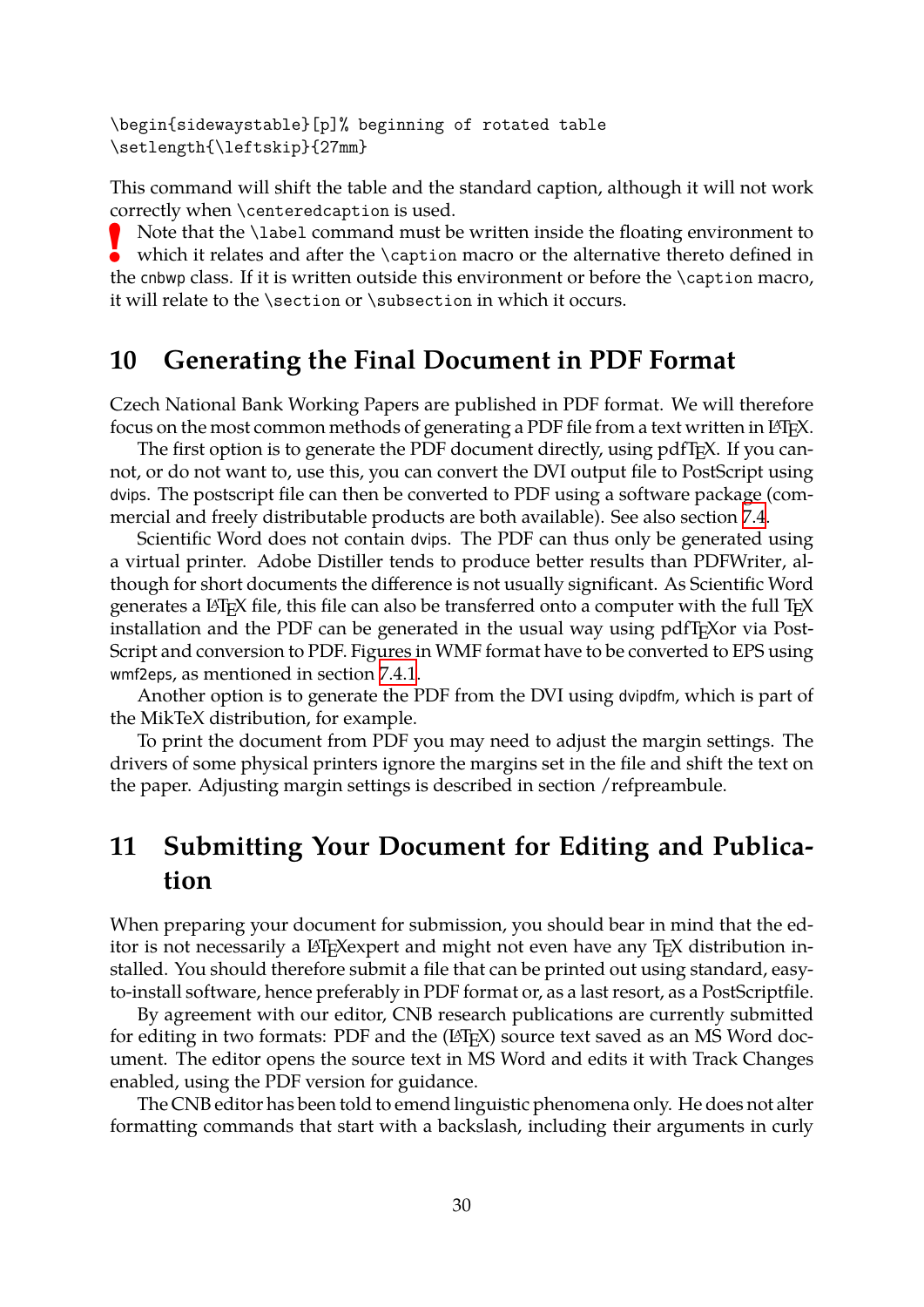```
\begin{sidewaystable}[p]% beginning of rotated table
\setlength{\leftskip}{27mm}
```

This command will shift the table and the standard caption, although it will not work correctly when `\centeredcaption` is used.

**!** Note that the `\label` command must be written inside the floating environment to which it relates and after the `\caption` macro or the alternative thereto defined in the `cnbwp` class. If it is written outside this environment or before the `\caption` macro, it will relate to the `\section` or `\subsection` in which it occurs.

## 10 Generating the Final Document in PDF Format

Czech National Bank Working Papers are published in PDF format. We will therefore focus on the most common methods of generating a PDF file from a text written in LaTeX.

The first option is to generate the PDF document directly, using pdfTeX. If you cannot, or do not want to, use this, you can convert the DVI output file to PostScript using `dvips`. The postscript file can then be converted to PDF using a software package (commercial and freely distributable products are both available). See also section 7.4.

Scientific Word does not contain `dvips`. The PDF can thus only be generated using a virtual printer. Adobe Distiller tends to produce better results than PDFWriter, although for short documents the difference is not usually significant. As Scientific Word generates a LaTeX file, this file can also be transferred onto a computer with the full TeX installation and the PDF can be generated in the usual way using pdfTeXor via PostScript and conversion to PDF. Figures in WMF format have to be converted to EPS using `wmf2eps`, as mentioned in section 7.4.1.

Another option is to generate the PDF from the DVI using `dvipdfm`, which is part of the MikTeX distribution, for example.

To print the document from PDF you may need to adjust the margin settings. The drivers of some physical printers ignore the margins set in the file and shift the text on the paper. Adjusting margin settings is described in section /refpreambule.

## 11 Submitting Your Document for Editing and Publication

When preparing your document for submission, you should bear in mind that the editor is not necessarily a LaTeXexpert and might not even have any TeX distribution installed. You should therefore submit a file that can be printed out using standard, easy-to-install software, hence preferably in PDF format or, as a last resort, as a PostScriptfile.

By agreement with our editor, CNB research publications are currently submitted for editing in two formats: PDF and the (LaTeX) source text saved as an MS Word document. The editor opens the source text in MS Word and edits it with Track Changes enabled, using the PDF version for guidance.

The CNB editor has been told to emend linguistic phenomena only. He does not alter formatting commands that start with a backslash, including their arguments in curly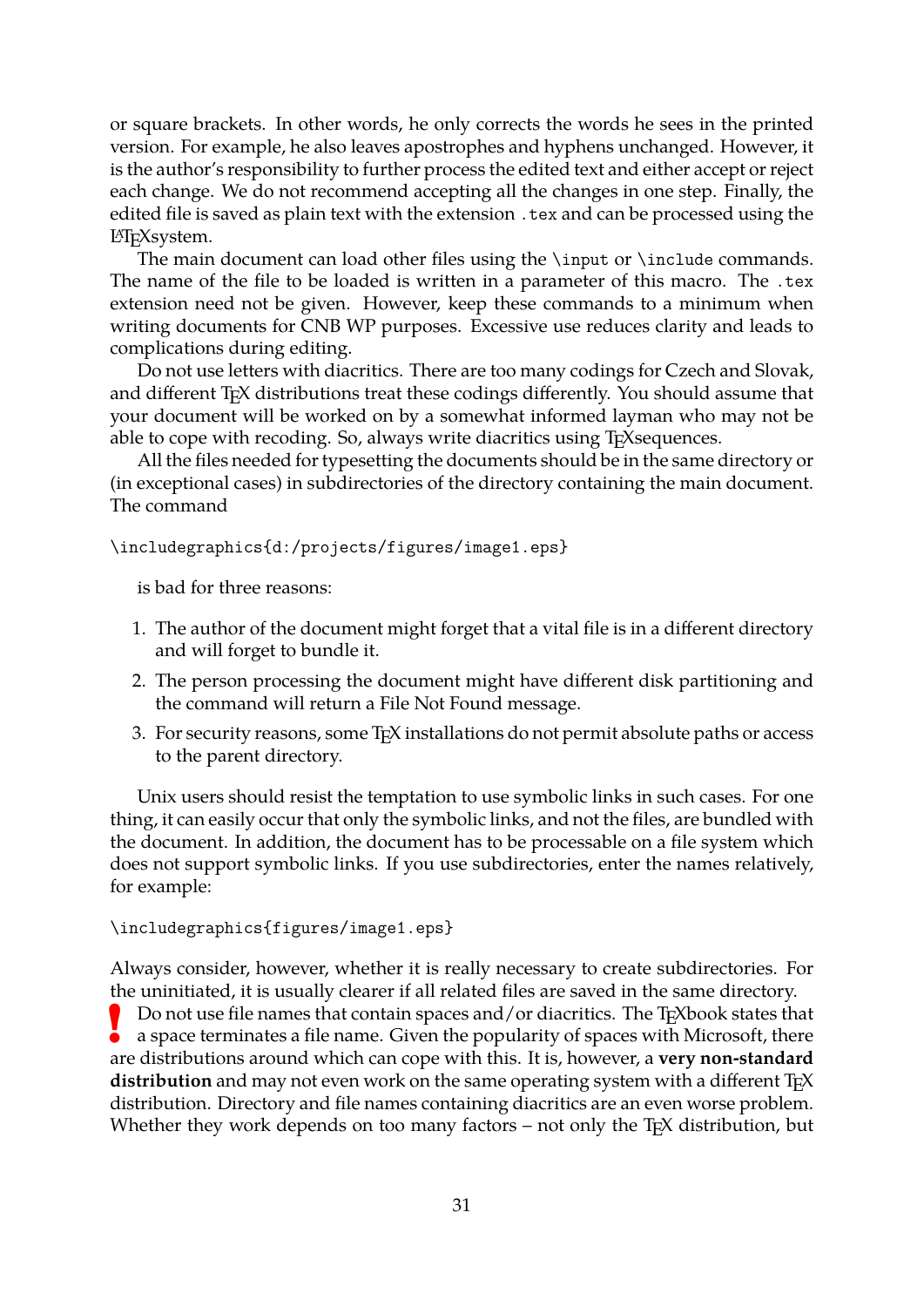or square brackets. In other words, he only corrects the words he sees in the printed version. For example, he also leaves apostrophes and hyphens unchanged. However, it is the author's responsibility to further process the edited text and either accept or reject each change. We do not recommend accepting all the changes in one step. Finally, the edited file is saved as plain text with the extension `.tex` and can be processed using the LaTeXsystem.

The main document can load other files using the `\input` or `\include` commands. The name of the file to be loaded is written in a parameter of this macro. The `.tex` extension need not be given. However, keep these commands to a minimum when writing documents for CNB WP purposes. Excessive use reduces clarity and leads to complications during editing.

Do not use letters with diacritics. There are too many codings for Czech and Slovak, and different TeX distributions treat these codings differently. You should assume that your document will be worked on by a somewhat informed layman who may not be able to cope with recoding. So, always write diacritics using TeXsequences.

All the files needed for typesetting the documents should be in the same directory or (in exceptional cases) in subdirectories of the directory containing the main document. The command

```
\includegraphics{d:/projects/figures/image1.eps}
```

is bad for three reasons:

1. The author of the document might forget that a vital file is in a different directory and will forget to bundle it.
2. The person processing the document might have different disk partitioning and the command will return a File Not Found message.
3. For security reasons, some TeX installations do not permit absolute paths or access to the parent directory.

Unix users should resist the temptation to use symbolic links in such cases. For one thing, it can easily occur that only the symbolic links, and not the files, are bundled with the document. In addition, the document has to be processable on a file system which does not support symbolic links. If you use subdirectories, enter the names relatively, for example:

```
\includegraphics{figures/image1.eps}
```

Always consider, however, whether it is really necessary to create subdirectories. For the uninitiated, it is usually clearer if all related files are saved in the same directory.

**!** Do not use file names that contain spaces and/or diacritics. The TeXbook states that a space terminates a file name. Given the popularity of spaces with Microsoft, there are distributions around which can cope with this. It is, however, a **very non-standard distribution** and may not even work on the same operating system with a different TeX distribution. Directory and file names containing diacritics are an even worse problem. Whether they work depends on too many factors – not only the TeX distribution, but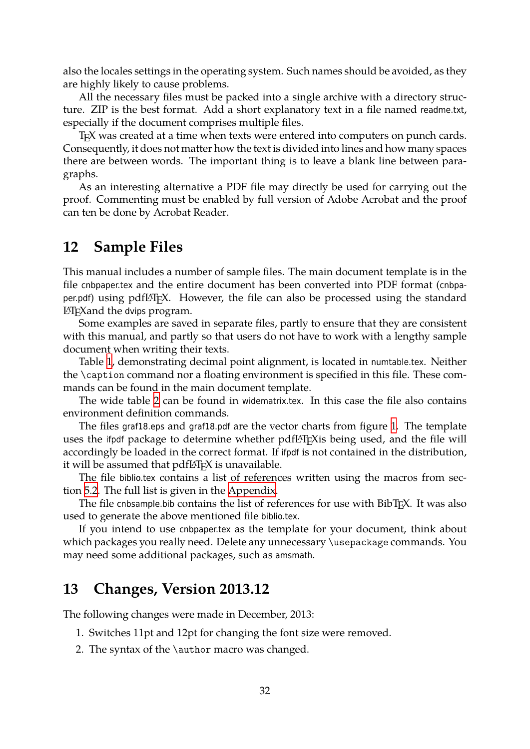also the locales settings in the operating system. Such names should be avoided, as they are highly likely to cause problems.

All the necessary files must be packed into a single archive with a directory structure. ZIP is the best format. Add a short explanatory text in a file named readme.txt, especially if the document comprises multiple files.

TEX was created at a time when texts were entered into computers on punch cards. Consequently, it does not matter how the text is divided into lines and how many spaces there are between words. The important thing is to leave a blank line between paragraphs.

As an interesting alternative a PDF file may directly be used for carrying out the proof. Commenting must be enabled by full version of Adobe Acrobat and the proof can ten be done by Acrobat Reader.

## 12 Sample Files

This manual includes a number of sample files. The main document template is in the file cnbpaper.tex and the entire document has been converted into PDF format (cnbpaper.pdf) using pdfLATEX. However, the file can also be processed using the standard LATEXand the dvips program.

Some examples are saved in separate files, partly to ensure that they are consistent with this manual, and partly so that users do not have to work with a lengthy sample document when writing their texts.

Table 1, demonstrating decimal point alignment, is located in numtable.tex. Neither the \caption command nor a floating environment is specified in this file. These commands can be found in the main document template.

The wide table 2 can be found in widematrix.tex. In this case the file also contains environment definition commands.

The files graf18.eps and graf18.pdf are the vector charts from figure 1. The template uses the ifpdf package to determine whether pdfLATEXis being used, and the file will accordingly be loaded in the correct format. If ifpdf is not contained in the distribution, it will be assumed that pdfLATEX is unavailable.

The file biblio.tex contains a list of references written using the macros from section 5.2. The full list is given in the Appendix.

The file cnbsample.bib contains the list of references for use with BibTEX. It was also used to generate the above mentioned file biblio.tex.

If you intend to use cnbpaper.tex as the template for your document, think about which packages you really need. Delete any unnecessary \usepackage commands. You may need some additional packages, such as amsmath.

## 13 Changes, Version 2013.12

The following changes were made in December, 2013:

1. Switches 11pt and 12pt for changing the font size were removed.
2. The syntax of the \author macro was changed.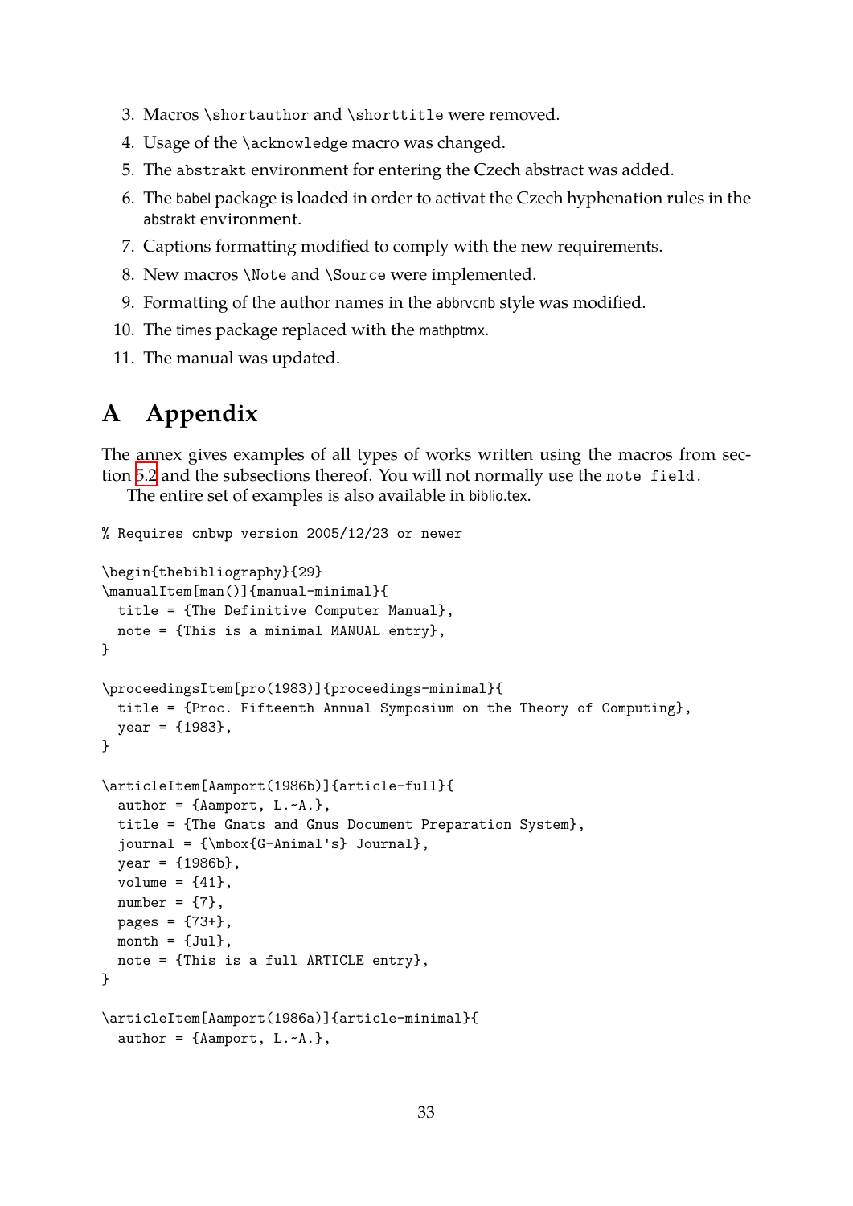3. Macros `\shortauthor` and `\shorttitle` were removed.
4. Usage of the `\acknowledge` macro was changed.
5. The `abstrakt` environment for entering the Czech abstract was added.
6. The babel package is loaded in order to activat the Czech hyphenation rules in the abstrakt environment.
7. Captions formatting modified to comply with the new requirements.
8. New macros `\Note` and `\Source` were implemented.
9. Formatting of the author names in the abbrvcnb style was modified.
10. The times package replaced with the mathptmx.
11. The manual was updated.

# A Appendix

The annex gives examples of all types of works written using the macros from section 5.2 and the subsections thereof. You will not normally use the `note field`.

The entire set of examples is also available in biblio.tex.

```
% Requires cnbwp version 2005/12/23 or newer

\begin{thebibliography}{29}
\manualItem[man()]{manual-minimal}{
  title = {The Definitive Computer Manual},
  note = {This is a minimal MANUAL entry},
}

\proceedingsItem[pro(1983)]{proceedings-minimal}{
  title = {Proc. Fifteenth Annual Symposium on the Theory of Computing},
  year = {1983},
}

\articleItem[Aamport(1986b)]{article-full}{
  author = {Aamport, L.~A.},
  title = {The Gnats and Gnus Document Preparation System},
  journal = {\mbox{G-Animal's} Journal},
  year = {1986b},
  volume = {41},
  number = {7},
  pages = {73+},
  month = {Jul},
  note = {This is a full ARTICLE entry},
}

\articleItem[Aamport(1986a)]{article-minimal}{
  author = {Aamport, L.~A.},
```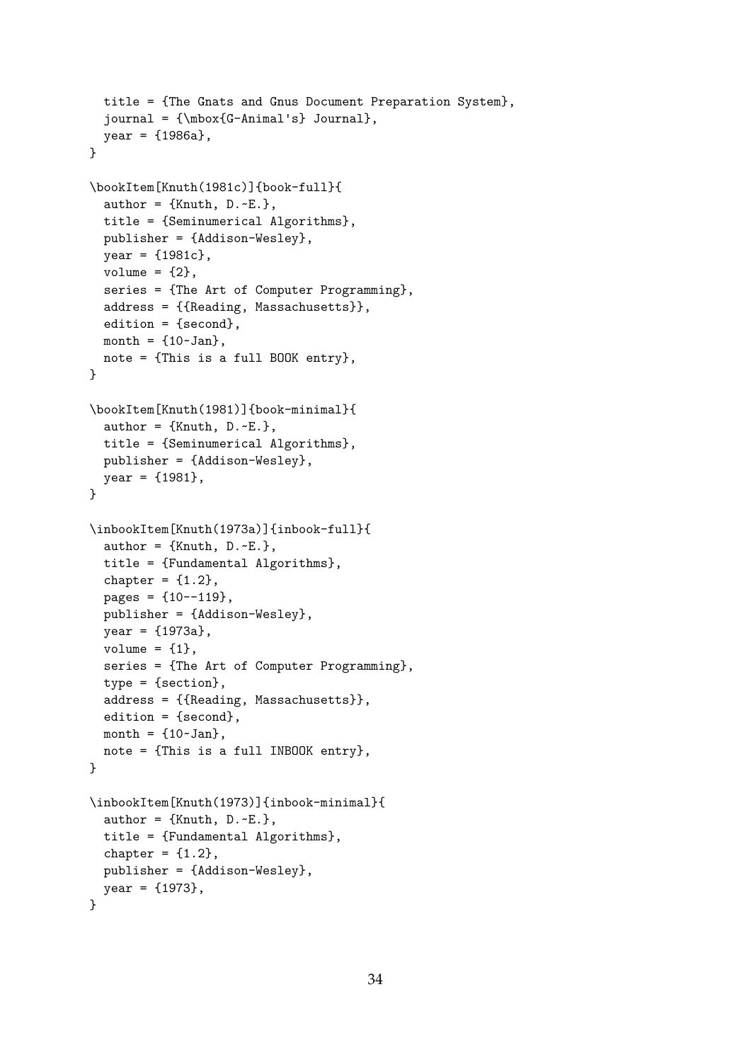```
  title = {The Gnats and Gnus Document Preparation System},
  journal = {\mbox{G-Animal's} Journal},
  year = {1986a},
}

\bookItem[Knuth(1981c)]{book-full}{
  author = {Knuth, D.~E.},
  title = {Seminumerical Algorithms},
  publisher = {Addison-Wesley},
  year = {1981c},
  volume = {2},
  series = {The Art of Computer Programming},
  address = {{Reading, Massachusetts}},
  edition = {second},
  month = {10~Jan},
  note = {This is a full BOOK entry},
}

\bookItem[Knuth(1981)]{book-minimal}{
  author = {Knuth, D.~E.},
  title = {Seminumerical Algorithms},
  publisher = {Addison-Wesley},
  year = {1981},
}

\inbookItem[Knuth(1973a)]{inbook-full}{
  author = {Knuth, D.~E.},
  title = {Fundamental Algorithms},
  chapter = {1.2},
  pages = {10--119},
  publisher = {Addison-Wesley},
  year = {1973a},
  volume = {1},
  series = {The Art of Computer Programming},
  type = {section},
  address = {{Reading, Massachusetts}},
  edition = {second},
  month = {10~Jan},
  note = {This is a full INBOOK entry},
}

\inbookItem[Knuth(1973)]{inbook-minimal}{
  author = {Knuth, D.~E.},
  title = {Fundamental Algorithms},
  chapter = {1.2},
  publisher = {Addison-Wesley},
  year = {1973},
}
```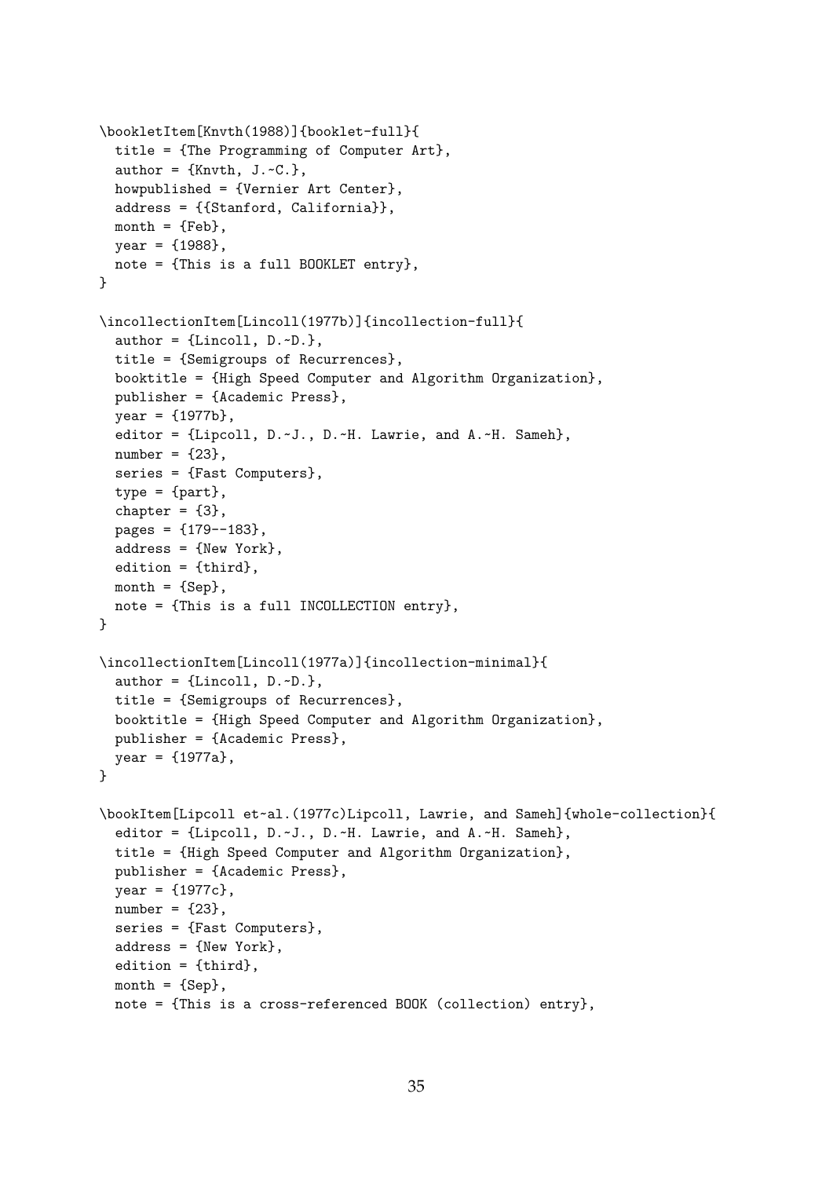```
\bookletItem[Knvth(1988)]{booklet-full}{
  title = {The Programming of Computer Art},
  author = {Knvth, J.~C.},
  howpublished = {Vernier Art Center},
  address = {{Stanford, California}},
  month = {Feb},
  year = {1988},
  note = {This is a full BOOKLET entry},
}

\incollectionItem[Lincoll(1977b)]{incollection-full}{
  author = {Lincoll, D.~D.},
  title = {Semigroups of Recurrences},
  booktitle = {High Speed Computer and Algorithm Organization},
  publisher = {Academic Press},
  year = {1977b},
  editor = {Lipcoll, D.~J., D.~H. Lawrie, and A.~H. Sameh},
  number = {23},
  series = {Fast Computers},
  type = {part},
  chapter = {3},
  pages = {179--183},
  address = {New York},
  edition = {third},
  month = {Sep},
  note = {This is a full INCOLLECTION entry},
}

\incollectionItem[Lincoll(1977a)]{incollection-minimal}{
  author = {Lincoll, D.~D.},
  title = {Semigroups of Recurrences},
  booktitle = {High Speed Computer and Algorithm Organization},
  publisher = {Academic Press},
  year = {1977a},
}

\bookItem[Lipcoll et~al.(1977c)Lipcoll, Lawrie, and Sameh]{whole-collection}{
  editor = {Lipcoll, D.~J., D.~H. Lawrie, and A.~H. Sameh},
  title = {High Speed Computer and Algorithm Organization},
  publisher = {Academic Press},
  year = {1977c},
  number = {23},
  series = {Fast Computers},
  address = {New York},
  edition = {third},
  month = {Sep},
  note = {This is a cross-referenced BOOK (collection) entry},
```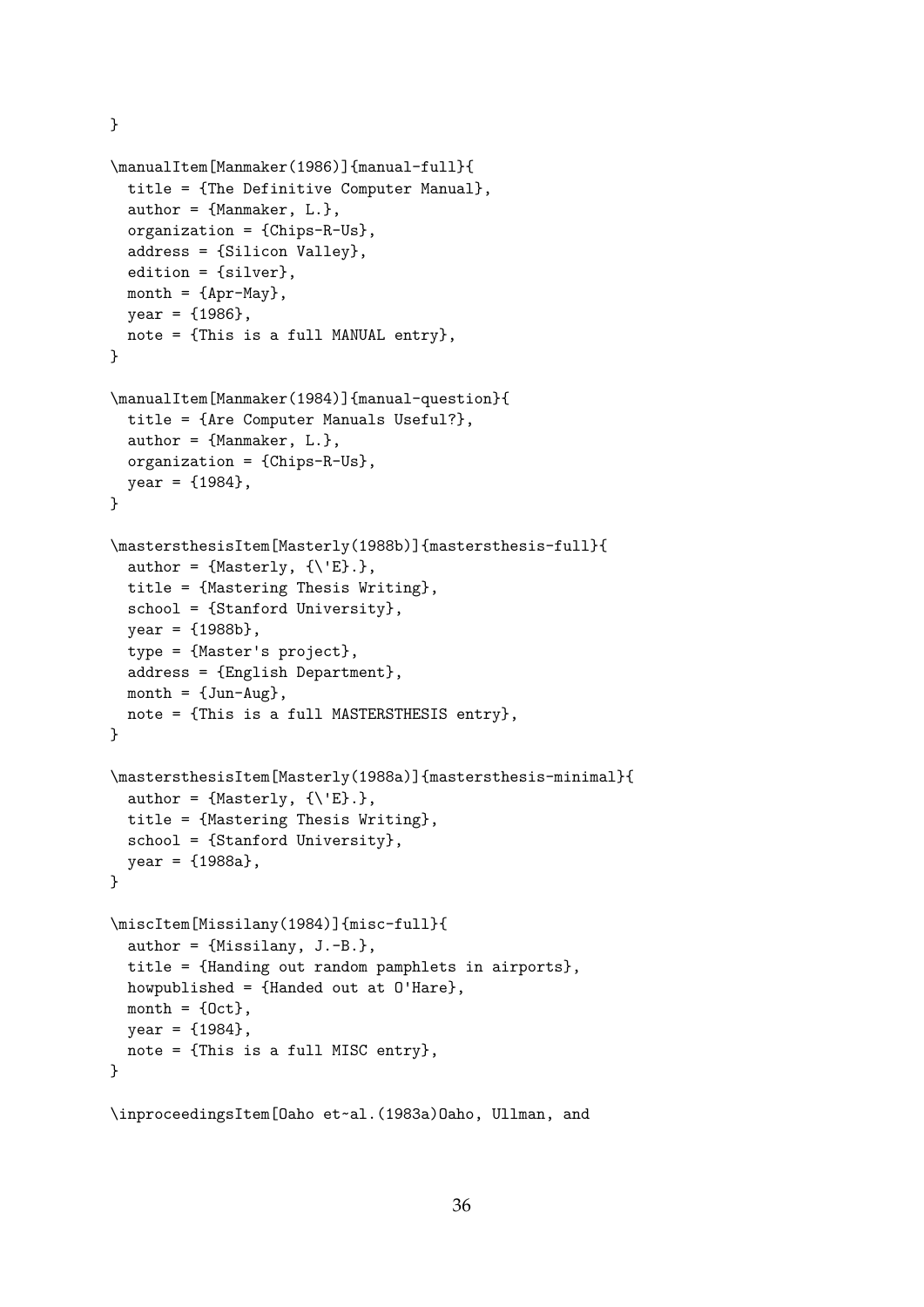```
}

\manualItem[Manmaker(1986)]{manual-full}{
  title = {The Definitive Computer Manual},
  author = {Manmaker, L.},
  organization = {Chips-R-Us},
  address = {Silicon Valley},
  edition = {silver},
  month = {Apr-May},
  year = {1986},
  note = {This is a full MANUAL entry},
}

\manualItem[Manmaker(1984)]{manual-question}{
  title = {Are Computer Manuals Useful?},
  author = {Manmaker, L.},
  organization = {Chips-R-Us},
  year = {1984},
}

\mastersthesisItem[Masterly(1988b)]{mastersthesis-full}{
  author = {Masterly, {\'E}.},
  title = {Mastering Thesis Writing},
  school = {Stanford University},
  year = {1988b},
  type = {Master's project},
  address = {English Department},
  month = {Jun-Aug},
  note = {This is a full MASTERSTHESIS entry},
}

\mastersthesisItem[Masterly(1988a)]{mastersthesis-minimal}{
  author = {Masterly, {\'E}.},
  title = {Mastering Thesis Writing},
  school = {Stanford University},
  year = {1988a},
}

\miscItem[Missilany(1984)]{misc-full}{
  author = {Missilany, J.-B.},
  title = {Handing out random pamphlets in airports},
  howpublished = {Handed out at O'Hare},
  month = {Oct},
  year = {1984},
  note = {This is a full MISC entry},
}

\inproceedingsItem[Oaho et~al.(1983a)Oaho, Ullman, and
```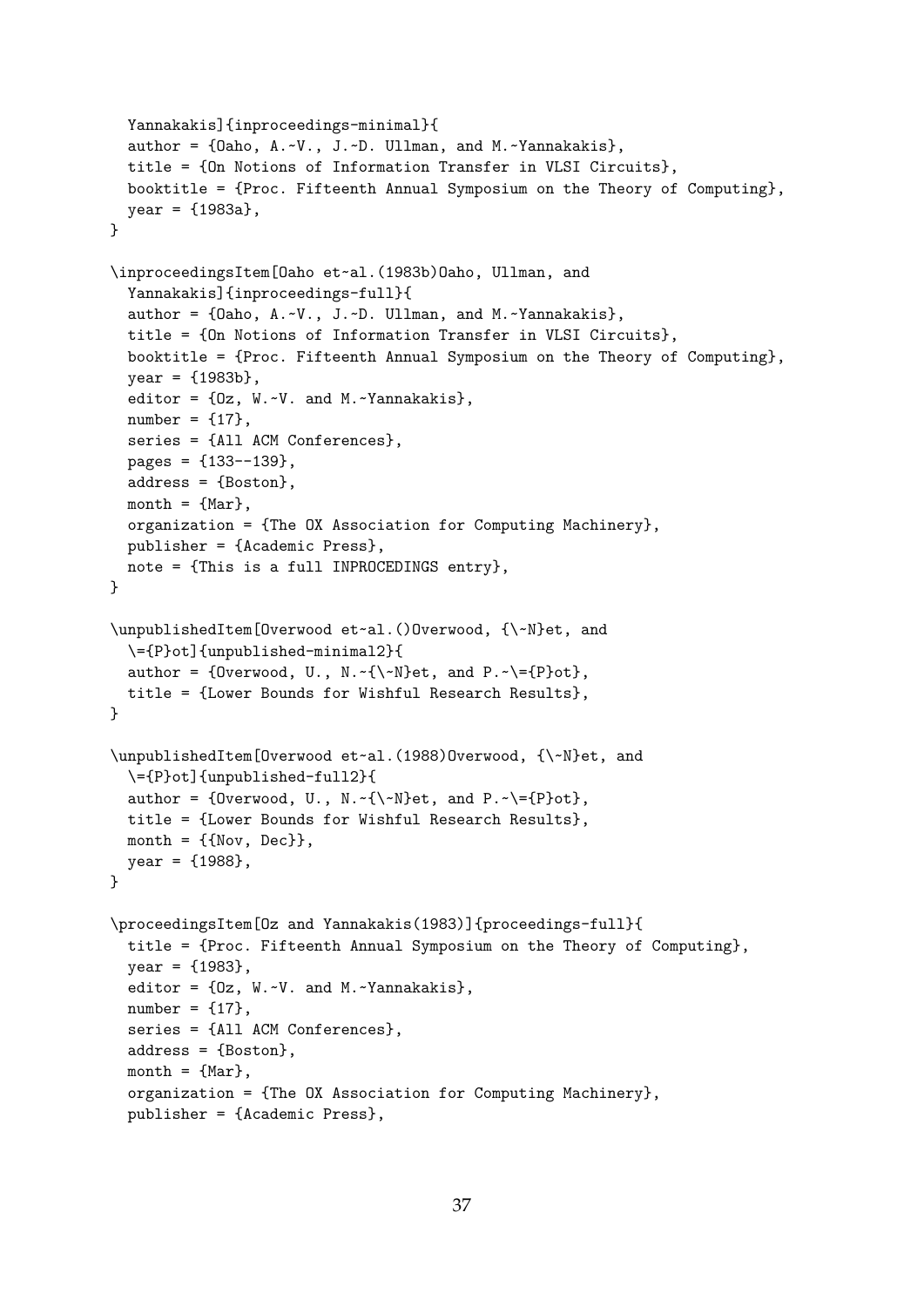```
  Yannakakis]{inproceedings-minimal}{
  author = {Oaho, A.~V., J.~D. Ullman, and M.~Yannakakis},
  title = {On Notions of Information Transfer in VLSI Circuits},
  booktitle = {Proc. Fifteenth Annual Symposium on the Theory of Computing},
  year = {1983a},
}

\inproceedingsItem[Oaho et~al.(1983b)Oaho, Ullman, and
  Yannakakis]{inproceedings-full}{
  author = {Oaho, A.~V., J.~D. Ullman, and M.~Yannakakis},
  title = {On Notions of Information Transfer in VLSI Circuits},
  booktitle = {Proc. Fifteenth Annual Symposium on the Theory of Computing},
  year = {1983b},
  editor = {Oz, W.~V. and M.~Yannakakis},
  number = {17},
  series = {All ACM Conferences},
  pages = {133--139},
  address = {Boston},
  month = {Mar},
  organization = {The OX Association for Computing Machinery},
  publisher = {Academic Press},
  note = {This is a full INPROCEDINGS entry},
}

\unpublishedItem[Overwood et~al.()Overwood, {\~N}et, and
  \={P}ot]{unpublished-minimal2}{
  author = {Overwood, U., N.~{\~N}et, and P.~\={P}ot},
  title = {Lower Bounds for Wishful Research Results},
}

\unpublishedItem[Overwood et~al.(1988)Overwood, {\~N}et, and
  \={P}ot]{unpublished-full2}{
  author = {Overwood, U., N.~{\~N}et, and P.~\={P}ot},
  title = {Lower Bounds for Wishful Research Results},
  month = {{Nov, Dec}},
  year = {1988},
}

\proceedingsItem[Oz and Yannakakis(1983)]{proceedings-full}{
  title = {Proc. Fifteenth Annual Symposium on the Theory of Computing},
  year = {1983},
  editor = {Oz, W.~V. and M.~Yannakakis},
  number = {17},
  series = {All ACM Conferences},
  address = {Boston},
  month = {Mar},
  organization = {The OX Association for Computing Machinery},
  publisher = {Academic Press},
```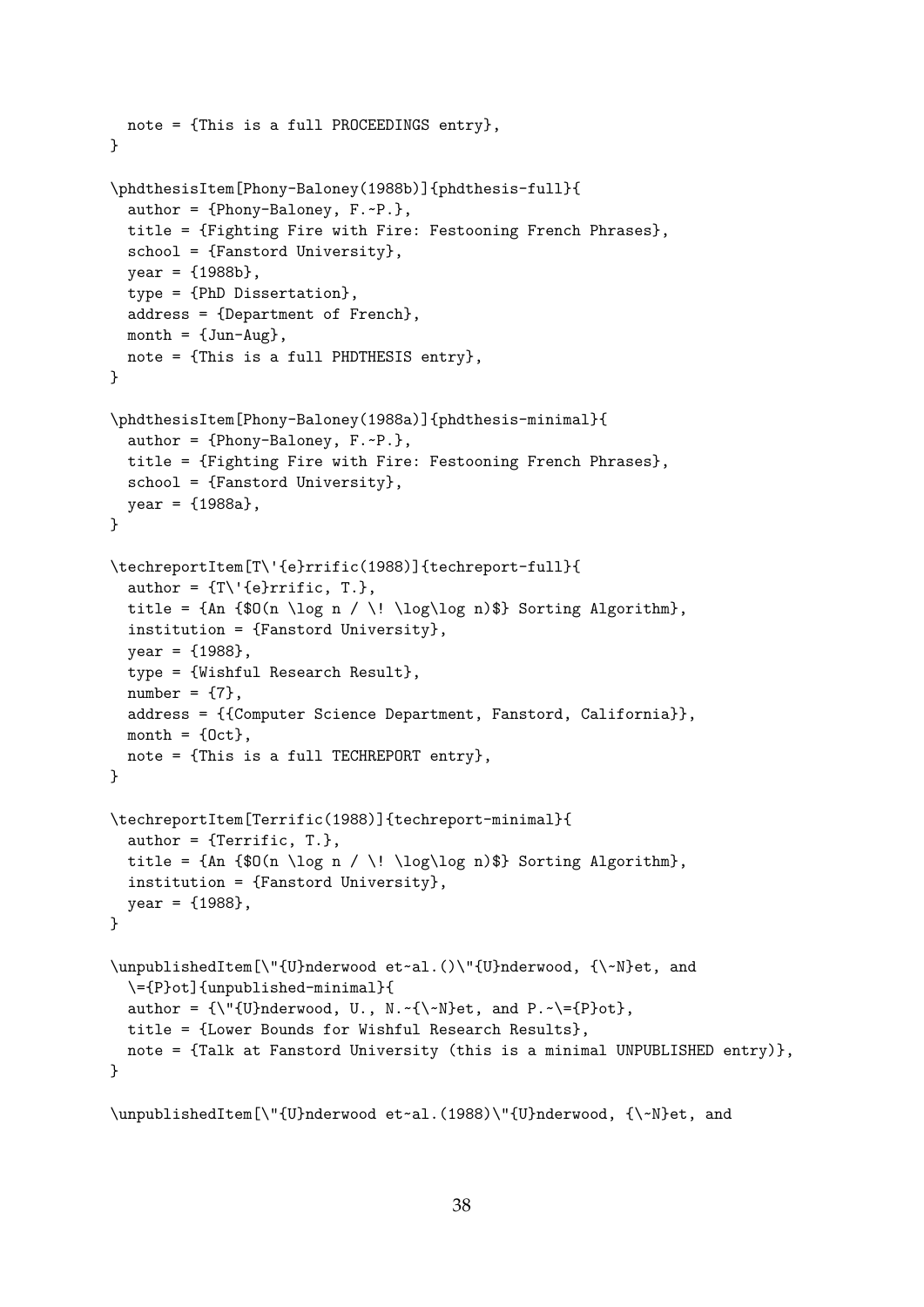```
  note = {This is a full PROCEEDINGS entry},
}

\phdthesisItem[Phony-Baloney(1988b)]{phdthesis-full}{
  author = {Phony-Baloney, F.~P.},
  title = {Fighting Fire with Fire: Festooning French Phrases},
  school = {Fanstord University},
  year = {1988b},
  type = {PhD Dissertation},
  address = {Department of French},
  month = {Jun-Aug},
  note = {This is a full PHDTHESIS entry},
}

\phdthesisItem[Phony-Baloney(1988a)]{phdthesis-minimal}{
  author = {Phony-Baloney, F.~P.},
  title = {Fighting Fire with Fire: Festooning French Phrases},
  school = {Fanstord University},
  year = {1988a},
}

\techreportItem[T\'{e}rrific(1988)]{techreport-full}{
  author = {T\'{e}rrific, T.},
  title = {An {$O(n \log n / \! \log\log n)$} Sorting Algorithm},
  institution = {Fanstord University},
  year = {1988},
  type = {Wishful Research Result},
  number = {7},
  address = {{Computer Science Department, Fanstord, California}},
  month = {Oct},
  note = {This is a full TECHREPORT entry},
}

\techreportItem[Terrific(1988)]{techreport-minimal}{
  author = {Terrific, T.},
  title = {An {$O(n \log n / \! \log\log n)$} Sorting Algorithm},
  institution = {Fanstord University},
  year = {1988},
}

\unpublishedItem[\"{U}nderwood et~al.()\"{U}nderwood, {\~N}et, and
  \={P}ot]{unpublished-minimal}{
  author = {\"{U}nderwood, U., N.~{\~N}et, and P.~\={P}ot},
  title = {Lower Bounds for Wishful Research Results},
  note = {Talk at Fanstord University (this is a minimal UNPUBLISHED entry)},
}

\unpublishedItem[\"{U}nderwood et~al.(1988)\"{U}nderwood, {\~N}et, and
```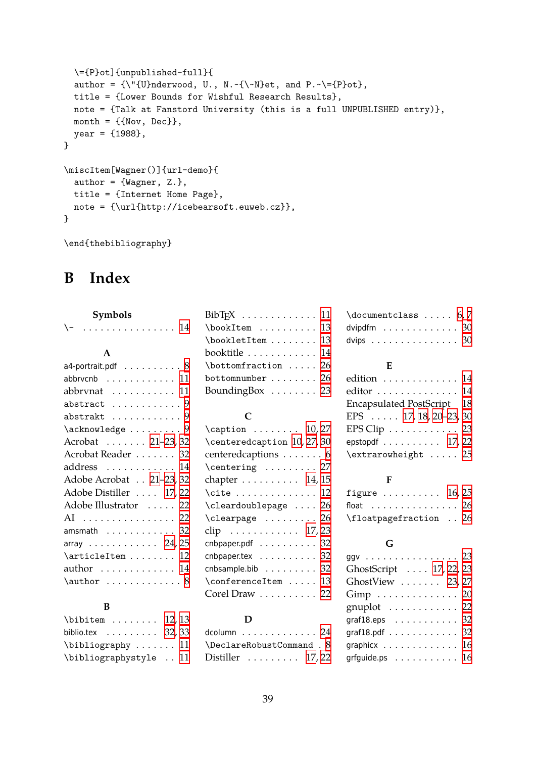```
\={P}ot]{unpublished-full}{
  author = {\"{U}nderwood, U., N.~{\~N}et, and P.~\={P}ot},
  title = {Lower Bounds for Wishful Research Results},
  note = {Talk at Fanstord University (this is a full UNPUBLISHED entry)},
  month = {{Nov, Dec}},
  year = {1988},
}

\miscItem[Wagner()]{url-demo}{
  author = {Wagner, Z.},
  title = {Internet Home Page},
  note = {\url{http://icebearsoft.euweb.cz}},
}

\end{thebibliography}
```

# B Index

**Symbols**

\- . . . 14

**A**

a4-portrait.pdf . . . 8
abbrvcnb . . . 11
abbrvnat . . . 11
abstract . . . 9
abstrakt . . . 9
\acknowledge . . . 9
Acrobat . . . 21–23, 32
Acrobat Reader . . . 32
address . . . 14
Adobe Acrobat . . . 21–23, 32
Adobe Distiller . . . 17, 22
Adobe Illustrator . . . 22
AI . . . 22
amsmath . . . 32
array . . . 24, 25
\articleItem . . . 12
author . . . 14
\author . . . 8

**B**

\bibitem . . . 12, 13
biblio.tex . . . 32, 33
\bibliography . . . 11
\bibliographystyle . . . 11
BibTEX . . . 11
\bookItem . . . 13
\bookletItem . . . 13
booktitle . . . 14
\bottomfraction . . . 26
bottomnumber . . . 26
BoundingBox . . . 23

**C**

\caption . . . 10, 27
\centeredcaption . . . 10, 27, 30
centeredcaptions . . . 6
\centering . . . 27
chapter . . . 14, 15
\cite . . . 12
\cleardoublepage . . . 26
\clearpage . . . 26
clip . . . 17, 23
cnbpaper.pdf . . . 32
cnbpaper.tex . . . 32
cnbsample.bib . . . 32
\conferenceItem . . . 13
Corel Draw . . . 22

**D**

dcolumn . . . 24
\DeclareRobustCommand . . . 8
Distiller . . . 17, 22
\documentclass . . . 6, 7
dvipdfm . . . 30
dvips . . . 30

**E**

edition . . . 14
editor . . . 14
Encapsulated PostScript . . . 18
EPS . . . 17, 18, 20–23, 30
EPS Clip . . . 23
epstopdf . . . 17, 22
\extrarowheight . . . 25

**F**

figure . . . 16, 25
float . . . 26
\floatpagefraction . . . 26

**G**

ggv . . . 23
GhostScript . . . 17, 22, 23
GhostView . . . 23, 27
Gimp . . . 20
gnuplot . . . 22
graf18.eps . . . 32
graf18.pdf . . . 32
graphicx . . . 16
grfguide.ps . . . 16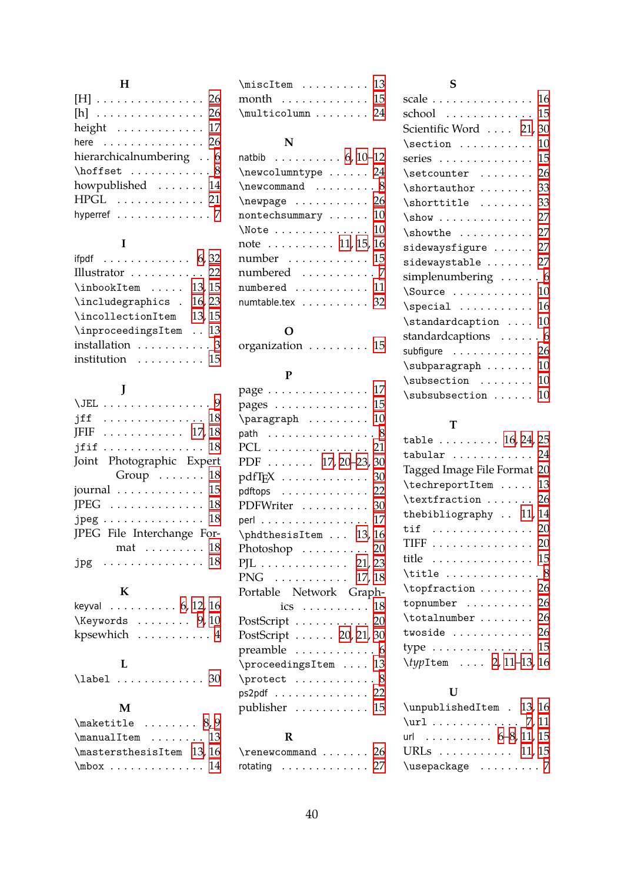**H**

[H] . . . . . . . . . . . . . . . . 26
[h] . . . . . . . . . . . . . . . . 26
height . . . . . . . . . . . . . 17
here . . . . . . . . . . . . . . . 26
hierarchicalnumbering . . 6
\hoffset . . . . . . . . . . . 8
howpublished . . . . . . . 14
HPGL . . . . . . . . . . . . . 21
hyperref . . . . . . . . . . . . . 7

**I**

ifpdf . . . . . . . . . . . . . 6, 32
Illustrator . . . . . . . . . . . 22
\inbookItem . . . . . 13, 15
\includegraphics . 16, 23
\incollectionItem 13, 15
\inproceedingsItem . . 13
installation . . . . . . . . . . 3
institution . . . . . . . . . . 15

**J**

\JEL . . . . . . . . . . . . . . . . 9
jff . . . . . . . . . . . . . . . . 18
JFIF . . . . . . . . . . . . . 17, 18
jfif . . . . . . . . . . . . . . . . 18
Joint Photographic Expert Group . . . . . . . 18
journal . . . . . . . . . . . . . 15
JPEG . . . . . . . . . . . . . . 18
jpeg . . . . . . . . . . . . . . . 18
JPEG File Interchange Format . . . . . . . . . 18
jpg . . . . . . . . . . . . . . . . 18

**K**

keyval . . . . . . . . . . 6, 12, 16
\Keywords . . . . . . . . 9, 10
kpsewhich . . . . . . . . . . . 4

**L**

\label . . . . . . . . . . . . . 30

**M**

\maketitle . . . . . . . . . 8, 9
\manualItem . . . . . . . . 13
\mastersthesisItem 13, 16
\mbox . . . . . . . . . . . . . . 14
\miscItem . . . . . . . . . . 13
month . . . . . . . . . . . . . 15
\multicolumn . . . . . . . . 24

**N**

natbib . . . . . . . . . . 6, 10–12
\newcolumntype . . . . . . 24
\newcommand . . . . . . . . . 8
\newpage . . . . . . . . . . . 26
nontechsummary . . . . . . 10
\Note . . . . . . . . . . . . . . 10
note . . . . . . . . . . 11, 15, 16
number . . . . . . . . . . . . 15
numbered . . . . . . . . . . . . 7
numbered . . . . . . . . . . . 11
numtable.tex . . . . . . . . . . 32

**O**

organization . . . . . . . . . 15

**P**

page . . . . . . . . . . . . . . . 17
pages . . . . . . . . . . . . . . 15
\paragraph . . . . . . . . . 10
path . . . . . . . . . . . . . . . . 8
PCL . . . . . . . . . . . . . . . 21
PDF . . . . . . . 17, 20–23, 30
pdfTEX . . . . . . . . . . . . . 30
pdftops . . . . . . . . . . . . . 22
PDFWriter . . . . . . . . . . 30
perl . . . . . . . . . . . . . . . . 17
\phdthesisItem . . . 13, 16
Photoshop . . . . . . . . . . 20
PJL . . . . . . . . . . . . . 21, 23
PNG . . . . . . . . . . . . 17, 18
Portable Network Graphics . . . . . . . . . . 18
PostScript . . . . . . . . . . 20
PostScript . . . . . . 20, 21, 30
preamble . . . . . . . . . . . . 6
\proceedingsItem . . . . 13
\protect . . . . . . . . . . . . 8
ps2pdf . . . . . . . . . . . . . 22
publisher . . . . . . . . . . . 15

**R**

\renewcommand . . . . . . . 26
rotating . . . . . . . . . . . . 27

**S**

scale . . . . . . . . . . . . . . . 16
school . . . . . . . . . . . . . 15
Scientific Word . . . . 21, 30
\section . . . . . . . . . . . 10
series . . . . . . . . . . . . . . 15
\setcounter . . . . . . . . . 26
\shortauthor . . . . . . . . 33
\shorttitle . . . . . . . . . 33
\show . . . . . . . . . . . . . . 27
\showthe . . . . . . . . . . . 27
sidewaysfigure . . . . . . 27
sidewaystable . . . . . . . 27
simplenumbering . . . . . . 6
\Source . . . . . . . . . . . . 10
\special . . . . . . . . . . . 16
\standardcaption . . . . 10
standardcaptions . . . . . . 6
subfigure . . . . . . . . . . . 26
\subparagraph . . . . . . . 10
\subsection . . . . . . . . 10
\subsubsection . . . . . . 10

**T**

table . . . . . . . . . 16, 24, 25
tabular . . . . . . . . . . . . 24
Tagged Image File Format 20
\techreportItem . . . . . 13
\textfraction . . . . . . . 26
thebibliography . . 11, 14
tif . . . . . . . . . . . . . . . . 20
TIFF . . . . . . . . . . . . . . 20
title . . . . . . . . . . . . . . . 15
\title . . . . . . . . . . . . . . 8
\topfraction . . . . . . . . 26
topnumber . . . . . . . . . . 26
\totalnumber . . . . . . . . 26
twoside . . . . . . . . . . . . 26
type . . . . . . . . . . . . . . . 15
\*typ*Item . . . . 2, 11–13, 16

**U**

\unpublishedItem . 13, 16
\url . . . . . . . . . . . . . 7, 11
url . . . . . . . . . . 6–8, 11, 15
URLs . . . . . . . . . . . 11, 15
\usepackage . . . . . . . . . 7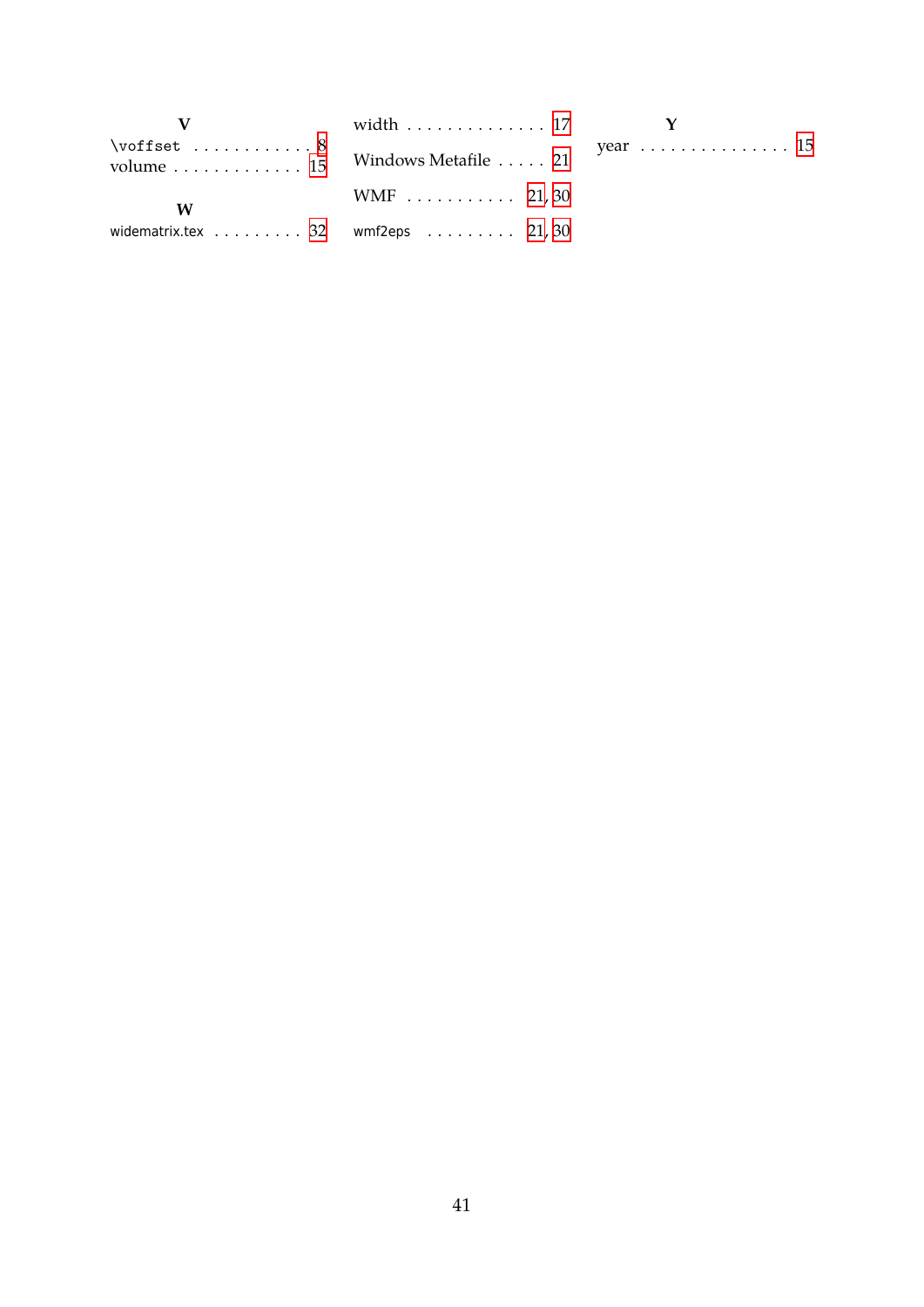**V**

\voffset . . . . . . . . . . . . 8
volume . . . . . . . . . . . . . 15

**W**

widematrix.tex . . . . . . . . . 32
width . . . . . . . . . . . . . . 17
Windows Metafile . . . . . 21
WMF . . . . . . . . . . . 21, 30
wmf2eps . . . . . . . . . 21, 30

**Y**

year . . . . . . . . . . . . . . . 15